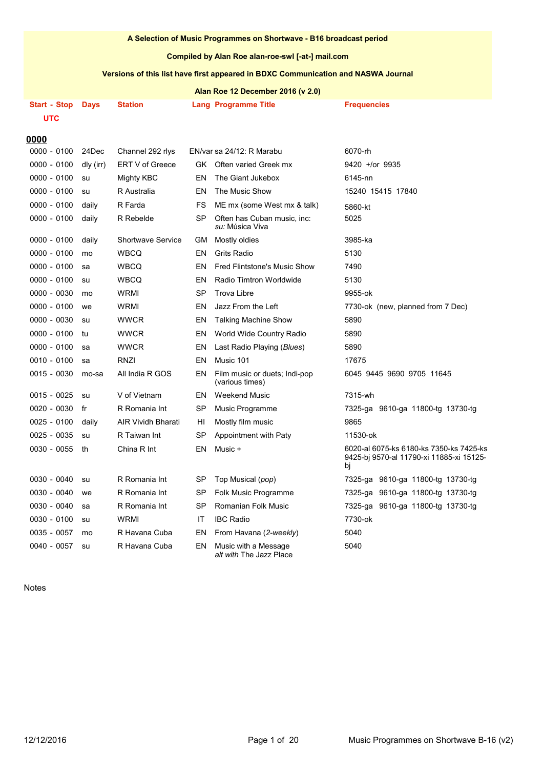**A Selection of Music Programmes on Shortwave - B16 broadcast period**

**Compiled by Alan Roe alan-roe-swl [-at-] mail.com**

**Versions of this list have first appeared in BDXC Communication and NASWA Journal**

**Alan Roe 12 December 2016 (v 2.0)**

## 0000

| Start - Stop UTC | Days | Station | Lang | Programme Title | Frequencies |
|---|---|---|---|---|---|
| 0000 - 0100 | 24Dec | Channel 292 rlys | EN/var | sa 24/12: R Marabu | 6070-rh |
| 0000 - 0100 | dly (irr) | ERT V of Greece | GK | Often varied Greek mx | 9420 +/or 9935 |
| 0000 - 0100 | su | Mighty KBC | EN | The Giant Jukebox | 6145-nn |
| 0000 - 0100 | su | R Australia | EN | The Music Show | 15240 15415 17840 |
| 0000 - 0100 | daily | R Farda | FS | ME mx (some West mx & talk) | 5860-kt |
| 0000 - 0100 | daily | R Rebelde | SP | Often has Cuban music, inc: *su:* Música Viva | 5025 |
| 0000 - 0100 | daily | Shortwave Service | GM | Mostly oldies | 3985-ka |
| 0000 - 0100 | mo | WBCQ | EN | Grits Radio | 5130 |
| 0000 - 0100 | sa | WBCQ | EN | Fred Flintstone's Music Show | 7490 |
| 0000 - 0100 | su | WBCQ | EN | Radio Timtron Worldwide | 5130 |
| 0000 - 0030 | mo | WRMI | SP | Trova Libre | 9955-ok |
| 0000 - 0100 | we | WRMI | EN | Jazz From the Left | 7730-ok (new, planned from 7 Dec) |
| 0000 - 0030 | su | WWCR | EN | Talking Machine Show | 5890 |
| 0000 - 0100 | tu | WWCR | EN | World Wide Country Radio | 5890 |
| 0000 - 0100 | sa | WWCR | EN | Last Radio Playing (*Blues*) | 5890 |
| 0010 - 0100 | sa | RNZI | EN | Music 101 | 17675 |
| 0015 - 0030 | mo-sa | All India R GOS | EN | Film music or duets; Indi-pop (various times) | 6045 9445 9690 9705 11645 |
| 0015 - 0025 | su | V of Vietnam | EN | Weekend Music | 7315-wh |
| 0020 - 0030 | fr | R Romania Int | SP | Music Programme | 7325-ga 9610-ga 11800-tg 13730-tg |
| 0025 - 0100 | daily | AIR Vividh Bharati | HI | Mostly film music | 9865 |
| 0025 - 0035 | su | R Taiwan Int | SP | Appointment with Paty | 11530-ok |
| 0030 - 0055 | th | China R Int | EN | Music + | 6020-al 6075-ks 6180-ks 7350-ks 7425-ks 9425-bj 9570-al 11790-xi 11885-xi 15125-bj |
| 0030 - 0040 | su | R Romania Int | SP | Top Musical (*pop*) | 7325-ga 9610-ga 11800-tg 13730-tg |
| 0030 - 0040 | we | R Romania Int | SP | Folk Music Programme | 7325-ga 9610-ga 11800-tg 13730-tg |
| 0030 - 0040 | sa | R Romania Int | SP | Romanian Folk Music | 7325-ga 9610-ga 11800-tg 13730-tg |
| 0030 - 0100 | su | WRMI | IT | IBC Radio | 7730-ok |
| 0035 - 0057 | mo | R Havana Cuba | EN | From Havana (*2-weekly*) | 5040 |
| 0040 - 0057 | su | R Havana Cuba | EN | Music with a Message *alt with* The Jazz Place | 5040 |

Notes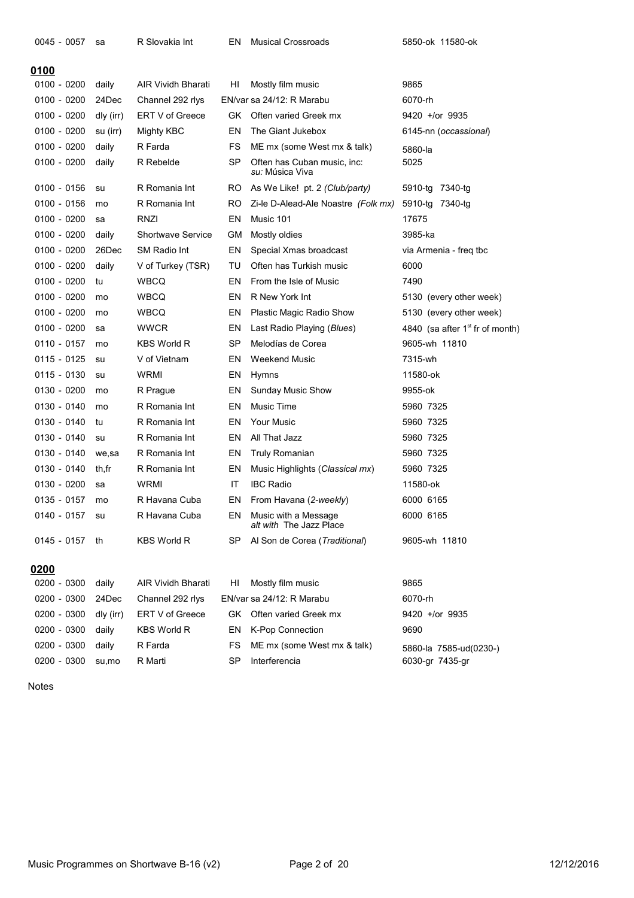| | | | | | |
|---|---|---|---|---|---|
| 0045 - 0057 | sa | R Slovakia Int | EN | Musical Crossroads | 5850-ok 11580-ok |

**0100**

| | | | | | |
|---|---|---|---|---|---|
| 0100 - 0200 | daily | AIR Vividh Bharati | HI | Mostly film music | 9865 |
| 0100 - 0200 | 24Dec | Channel 292 rlys | EN/var | sa 24/12: R Marabu | 6070-rh |
| 0100 - 0200 | dly (irr) | ERT V of Greece | GK | Often varied Greek mx | 9420 +/or 9935 |
| 0100 - 0200 | su (irr) | Mighty KBC | EN | The Giant Jukebox | 6145-nn (*occassional*) |
| 0100 - 0200 | daily | R Farda | FS | ME mx (some West mx & talk) | 5860-la |
| 0100 - 0200 | daily | R Rebelde | SP | Often has Cuban music, inc: *su:* Música Viva | 5025 |
| 0100 - 0156 | su | R Romania Int | RO | As We Like! pt. 2 *(Club/party)* | 5910-tg 7340-tg |
| 0100 - 0156 | mo | R Romania Int | RO | Zi-le D-Alead-Ale Noastre *(Folk mx)* | 5910-tg 7340-tg |
| 0100 - 0200 | sa | RNZI | EN | Music 101 | 17675 |
| 0100 - 0200 | daily | Shortwave Service | GM | Mostly oldies | 3985-ka |
| 0100 - 0200 | 26Dec | SM Radio Int | EN | Special Xmas broadcast | via Armenia - freq tbc |
| 0100 - 0200 | daily | V of Turkey (TSR) | TU | Often has Turkish music | 6000 |
| 0100 - 0200 | tu | WBCQ | EN | From the Isle of Music | 7490 |
| 0100 - 0200 | mo | WBCQ | EN | R New York Int | 5130 (every other week) |
| 0100 - 0200 | mo | WBCQ | EN | Plastic Magic Radio Show | 5130 (every other week) |
| 0100 - 0200 | sa | WWCR | EN | Last Radio Playing (*Blues*) | 4840 (sa after 1st fr of month) |
| 0110 - 0157 | mo | KBS World R | SP | Melodías de Corea | 9605-wh 11810 |
| 0115 - 0125 | su | V of Vietnam | EN | Weekend Music | 7315-wh |
| 0115 - 0130 | su | WRMI | EN | Hymns | 11580-ok |
| 0130 - 0200 | mo | R Prague | EN | Sunday Music Show | 9955-ok |
| 0130 - 0140 | mo | R Romania Int | EN | Music Time | 5960 7325 |
| 0130 - 0140 | tu | R Romania Int | EN | Your Music | 5960 7325 |
| 0130 - 0140 | su | R Romania Int | EN | All That Jazz | 5960 7325 |
| 0130 - 0140 | we,sa | R Romania Int | EN | Truly Romanian | 5960 7325 |
| 0130 - 0140 | th,fr | R Romania Int | EN | Music Highlights (*Classical mx*) | 5960 7325 |
| 0130 - 0200 | sa | WRMI | IT | IBC Radio | 11580-ok |
| 0135 - 0157 | mo | R Havana Cuba | EN | From Havana (*2-weekly*) | 6000 6165 |
| 0140 - 0157 | su | R Havana Cuba | EN | Music with a Message *alt with* The Jazz Place | 6000 6165 |
| 0145 - 0157 | th | KBS World R | SP | Al Son de Corea (*Traditional*) | 9605-wh 11810 |

**0200**

| | | | | | |
|---|---|---|---|---|---|
| 0200 - 0300 | daily | AIR Vividh Bharati | HI | Mostly film music | 9865 |
| 0200 - 0300 | 24Dec | Channel 292 rlys | EN/var | sa 24/12: R Marabu | 6070-rh |
| 0200 - 0300 | dly (irr) | ERT V of Greece | GK | Often varied Greek mx | 9420 +/or 9935 |
| 0200 - 0300 | daily | KBS World R | EN | K-Pop Connection | 9690 |
| 0200 - 0300 | daily | R Farda | FS | ME mx (some West mx & talk) | 5860-la 7585-ud(0230-) |
| 0200 - 0300 | su,mo | R Marti | SP | Interferencia | 6030-gr 7435-gr |

Notes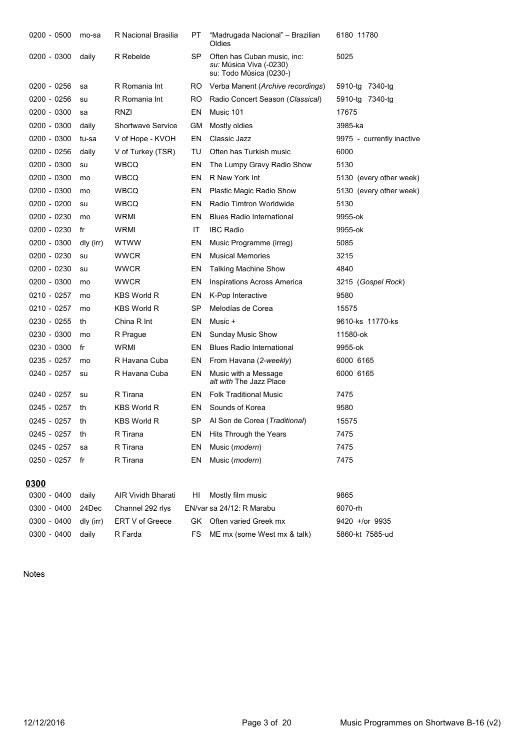| | | | | | |
|---|---|---|---|---|---|
| 0200 - 0500 | mo-sa | R Nacional Brasilia | PT | "Madrugada Nacional" – Brazilian Oldies | 6180 11780 |
| 0200 - 0300 | daily | R Rebelde | SP | Often has Cuban music, inc: *su:* Música Viva (-0230) su: Todo Música (0230-) | 5025 |
| 0200 - 0256 | sa | R Romania Int | RO | Verba Manent (*Archive recordings*) | 5910-tg 7340-tg |
| 0200 - 0256 | su | R Romania Int | RO | Radio Concert Season (*Classical*) | 5910-tg 7340-tg |
| 0200 - 0300 | sa | RNZI | EN | Music 101 | 17675 |
| 0200 - 0300 | daily | Shortwave Service | GM | Mostly oldies | 3985-ka |
| 0200 - 0300 | tu-sa | V of Hope - KVOH | EN | Classic Jazz | 9975 - currently inactive |
| 0200 - 0256 | daily | V of Turkey (TSR) | TU | Often has Turkish music | 6000 |
| 0200 - 0300 | su | WBCQ | EN | The Lumpy Gravy Radio Show | 5130 |
| 0200 - 0300 | mo | WBCQ | EN | R New York Int | 5130 (every other week) |
| 0200 - 0300 | mo | WBCQ | EN | Plastic Magic Radio Show | 5130 (every other week) |
| 0200 - 0200 | su | WBCQ | EN | Radio Timtron Worldwide | 5130 |
| 0200 - 0230 | mo | WRMI | EN | Blues Radio International | 9955-ok |
| 0200 - 0230 | fr | WRMI | IT | IBC Radio | 9955-ok |
| 0200 - 0300 | dly (irr) | WTWW | EN | Music Programme (irreg) | 5085 |
| 0200 - 0230 | su | WWCR | EN | Musical Memories | 3215 |
| 0200 - 0230 | su | WWCR | EN | Talking Machine Show | 4840 |
| 0200 - 0300 | mo | WWCR | EN | Inspirations Across America | 3215 (*Gospel Rock*) |
| 0210 - 0257 | mo | KBS World R | EN | K-Pop Interactive | 9580 |
| 0210 - 0257 | mo | KBS World R | SP | Melodías de Corea | 15575 |
| 0230 - 0255 | th | China R Int | EN | Music + | 9610-ks 11770-ks |
| 0230 - 0300 | mo | R Prague | EN | Sunday Music Show | 11580-ok |
| 0230 - 0300 | fr | WRMI | EN | Blues Radio International | 9955-ok |
| 0235 - 0257 | mo | R Havana Cuba | EN | From Havana (*2-weekly*) | 6000 6165 |
| 0240 - 0257 | su | R Havana Cuba | EN | Music with a Message *alt with* The Jazz Place | 6000 6165 |
| 0240 - 0257 | su | R Tirana | EN | Folk Traditional Music | 7475 |
| 0245 - 0257 | th | KBS World R | EN | Sounds of Korea | 9580 |
| 0245 - 0257 | th | KBS World R | SP | Al Son de Corea (*Traditional*) | 15575 |
| 0245 - 0257 | th | R Tirana | EN | Hits Through the Years | 7475 |
| 0245 - 0257 | sa | R Tirana | EN | Music (*modern*) | 7475 |
| 0250 - 0257 | fr | R Tirana | EN | Music (*modern*) | 7475 |

## 0300

| | | | | | |
|---|---|---|---|---|---|
| 0300 - 0400 | daily | AIR Vividh Bharati | HI | Mostly film music | 9865 |
| 0300 - 0400 | 24Dec | Channel 292 rlys | EN/var | sa 24/12: R Marabu | 6070-rh |
| 0300 - 0400 | dly (irr) | ERT V of Greece | GK | Often varied Greek mx | 9420 +/or 9935 |
| 0300 - 0400 | daily | R Farda | FS | ME mx (some West mx & talk) | 5860-kt 7585-ud |

Notes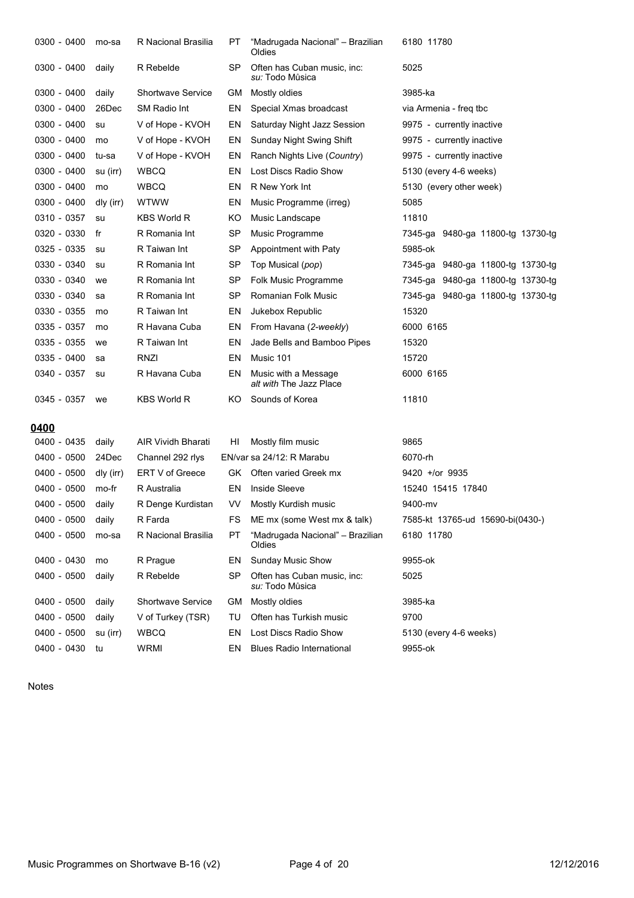| | | | | | |
|---|---|---|---|---|---|
| 0300 - 0400 | mo-sa | R Nacional Brasilia | PT | "Madrugada Nacional" – Brazilian Oldies | 6180 11780 |
| 0300 - 0400 | daily | R Rebelde | SP | Often has Cuban music, inc: *su:* Todo Mûsica | 5025 |
| 0300 - 0400 | daily | Shortwave Service | GM | Mostly oldies | 3985-ka |
| 0300 - 0400 | 26Dec | SM Radio Int | EN | Special Xmas broadcast | via Armenia - freq tbc |
| 0300 - 0400 | su | V of Hope - KVOH | EN | Saturday Night Jazz Session | 9975 - currently inactive |
| 0300 - 0400 | mo | V of Hope - KVOH | EN | Sunday Night Swing Shift | 9975 - currently inactive |
| 0300 - 0400 | tu-sa | V of Hope - KVOH | EN | Ranch Nights Live (*Country*) | 9975 - currently inactive |
| 0300 - 0400 | su (irr) | WBCQ | EN | Lost Discs Radio Show | 5130 (every 4-6 weeks) |
| 0300 - 0400 | mo | WBCQ | EN | R New York Int | 5130 (every other week) |
| 0300 - 0400 | dly (irr) | WTWW | EN | Music Programme (irreg) | 5085 |
| 0310 - 0357 | su | KBS World R | KO | Music Landscape | 11810 |
| 0320 - 0330 | fr | R Romania Int | SP | Music Programme | 7345-ga 9480-ga 11800-tg 13730-tg |
| 0325 - 0335 | su | R Taiwan Int | SP | Appointment with Paty | 5985-ok |
| 0330 - 0340 | su | R Romania Int | SP | Top Musical (*pop*) | 7345-ga 9480-ga 11800-tg 13730-tg |
| 0330 - 0340 | we | R Romania Int | SP | Folk Music Programme | 7345-ga 9480-ga 11800-tg 13730-tg |
| 0330 - 0340 | sa | R Romania Int | SP | Romanian Folk Music | 7345-ga 9480-ga 11800-tg 13730-tg |
| 0330 - 0355 | mo | R Taiwan Int | EN | Jukebox Republic | 15320 |
| 0335 - 0357 | mo | R Havana Cuba | EN | From Havana (*2-weekly*) | 6000 6165 |
| 0335 - 0355 | we | R Taiwan Int | EN | Jade Bells and Bamboo Pipes | 15320 |
| 0335 - 0400 | sa | RNZI | EN | Music 101 | 15720 |
| 0340 - 0357 | su | R Havana Cuba | EN | Music with a Message *alt with* The Jazz Place | 6000 6165 |
| 0345 - 0357 | we | KBS World R | KO | Sounds of Korea | 11810 |

## 0400

| | | | | | |
|---|---|---|---|---|---|
| 0400 - 0435 | daily | AIR Vividh Bharati | HI | Mostly film music | 9865 |
| 0400 - 0500 | 24Dec | Channel 292 rlys | EN/var | sa 24/12: R Marabu | 6070-rh |
| 0400 - 0500 | dly (irr) | ERT V of Greece | GK | Often varied Greek mx | 9420 +/or 9935 |
| 0400 - 0500 | mo-fr | R Australia | EN | Inside Sleeve | 15240 15415 17840 |
| 0400 - 0500 | daily | R Denge Kurdistan | VV | Mostly Kurdish music | 9400-mv |
| 0400 - 0500 | daily | R Farda | FS | ME mx (some West mx & talk) | 7585-kt 13765-ud 15690-bi(0430-) |
| 0400 - 0500 | mo-sa | R Nacional Brasilia | PT | "Madrugada Nacional" – Brazilian Oldies | 6180 11780 |
| 0400 - 0430 | mo | R Prague | EN | Sunday Music Show | 9955-ok |
| 0400 - 0500 | daily | R Rebelde | SP | Often has Cuban music, inc: *su:* Todo Mûsica | 5025 |
| 0400 - 0500 | daily | Shortwave Service | GM | Mostly oldies | 3985-ka |
| 0400 - 0500 | daily | V of Turkey (TSR) | TU | Often has Turkish music | 9700 |
| 0400 - 0500 | su (irr) | WBCQ | EN | Lost Discs Radio Show | 5130 (every 4-6 weeks) |
| 0400 - 0430 | tu | WRMI | EN | Blues Radio International | 9955-ok |

Notes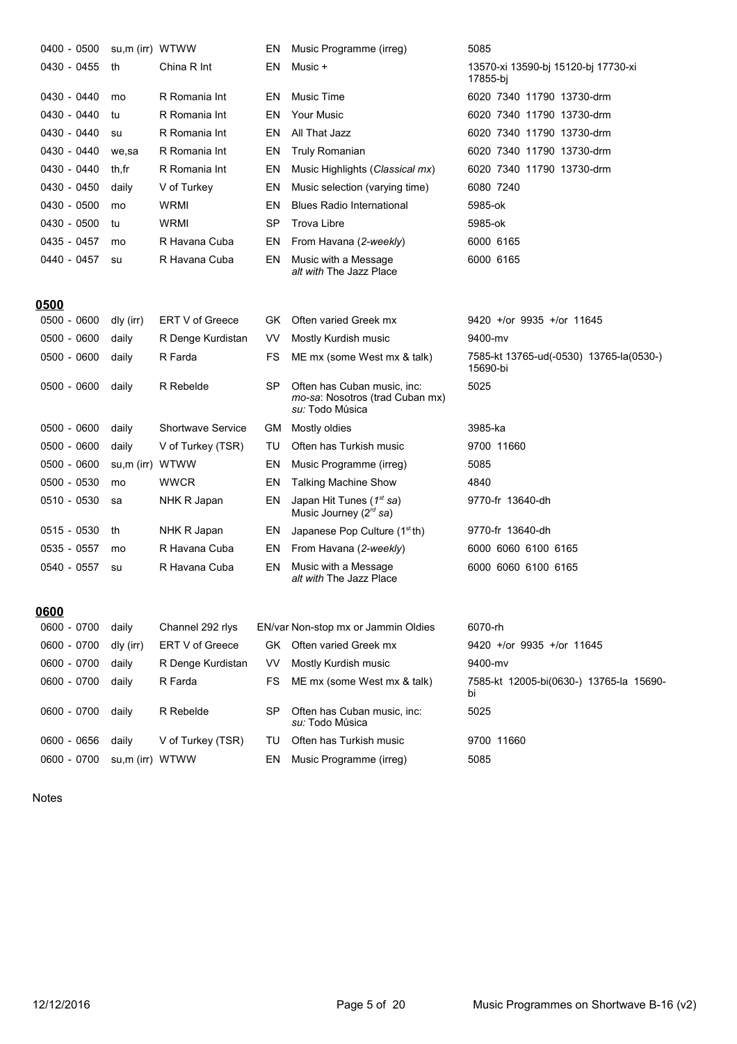| | | | | | |
|---|---|---|---|---|---|
| 0400 - 0500 | su,m (irr) | WTWW | EN | Music Programme (irreg) | 5085 |
| 0430 - 0455 | th | China R Int | EN | Music + | 13570-xi 13590-bj 15120-bj 17730-xi 17855-bj |
| 0430 - 0440 | mo | R Romania Int | EN | Music Time | 6020 7340 11790 13730-drm |
| 0430 - 0440 | tu | R Romania Int | EN | Your Music | 6020 7340 11790 13730-drm |
| 0430 - 0440 | su | R Romania Int | EN | All That Jazz | 6020 7340 11790 13730-drm |
| 0430 - 0440 | we,sa | R Romania Int | EN | Truly Romanian | 6020 7340 11790 13730-drm |
| 0430 - 0440 | th,fr | R Romania Int | EN | Music Highlights (*Classical mx*) | 6020 7340 11790 13730-drm |
| 0430 - 0450 | daily | V of Turkey | EN | Music selection (varying time) | 6080 7240 |
| 0430 - 0500 | mo | WRMI | EN | Blues Radio International | 5985-ok |
| 0430 - 0500 | tu | WRMI | SP | Trova Libre | 5985-ok |
| 0435 - 0457 | mo | R Havana Cuba | EN | From Havana (*2-weekly*) | 6000 6165 |
| 0440 - 0457 | su | R Havana Cuba | EN | Music with a Message *alt with* The Jazz Place | 6000 6165 |

## 0500

| | | | | | |
|---|---|---|---|---|---|
| 0500 - 0600 | dly (irr) | ERT V of Greece | GK | Often varied Greek mx | 9420 +/or 9935 +/or 11645 |
| 0500 - 0600 | daily | R Denge Kurdistan | VV | Mostly Kurdish music | 9400-mv |
| 0500 - 0600 | daily | R Farda | FS | ME mx (some West mx & talk) | 7585-kt 13765-ud(-0530) 13765-la(0530-) 15690-bi |
| 0500 - 0600 | daily | R Rebelde | SP | Often has Cuban music, inc: *mo-sa*: Nosotros (trad Cuban mx) *su:* Todo Mùsica | 5025 |
| 0500 - 0600 | daily | Shortwave Service | GM | Mostly oldies | 3985-ka |
| 0500 - 0600 | daily | V of Turkey (TSR) | TU | Often has Turkish music | 9700 11660 |
| 0500 - 0600 | su,m (irr) | WTWW | EN | Music Programme (irreg) | 5085 |
| 0500 - 0530 | mo | WWCR | EN | Talking Machine Show | 4840 |
| 0510 - 0530 | sa | NHK R Japan | EN | Japan Hit Tunes (*1st sa*) Music Journey (*2rd sa*) | 9770-fr 13640-dh |
| 0515 - 0530 | th | NHK R Japan | EN | Japanese Pop Culture (1st th) | 9770-fr 13640-dh |
| 0535 - 0557 | mo | R Havana Cuba | EN | From Havana (*2-weekly*) | 6000 6060 6100 6165 |
| 0540 - 0557 | su | R Havana Cuba | EN | Music with a Message *alt with* The Jazz Place | 6000 6060 6100 6165 |

## 0600

| | | | | | |
|---|---|---|---|---|---|
| 0600 - 0700 | daily | Channel 292 rlys | EN/var | Non-stop mx or Jammin Oldies | 6070-rh |
| 0600 - 0700 | dly (irr) | ERT V of Greece | GK | Often varied Greek mx | 9420 +/or 9935 +/or 11645 |
| 0600 - 0700 | daily | R Denge Kurdistan | VV | Mostly Kurdish music | 9400-mv |
| 0600 - 0700 | daily | R Farda | FS | ME mx (some West mx & talk) | 7585-kt 12005-bi(0630-) 13765-la 15690-bi |
| 0600 - 0700 | daily | R Rebelde | SP | Often has Cuban music, inc: *su:* Todo Mùsica | 5025 |
| 0600 - 0656 | daily | V of Turkey (TSR) | TU | Often has Turkish music | 9700 11660 |
| 0600 - 0700 | su,m (irr) | WTWW | EN | Music Programme (irreg) | 5085 |

Notes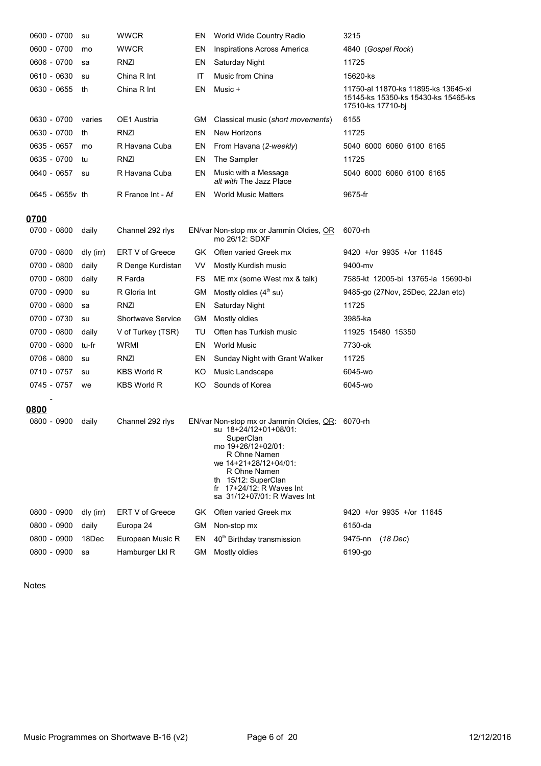| Time | Days | Station | Lang | Programme | Frequencies |
|---|---|---|---|---|---|
| 0600 - 0700 | su | WWCR | EN | World Wide Country Radio | 3215 |
| 0600 - 0700 | mo | WWCR | EN | Inspirations Across America | 4840 (*Gospel Rock*) |
| 0606 - 0700 | sa | RNZI | EN | Saturday Night | 11725 |
| 0610 - 0630 | su | China R Int | IT | Music from China | 15620-ks |
| 0630 - 0655 | th | China R Int | EN | Music + | 11750-al 11870-ks 11895-ks 13645-xi 15145-ks 15350-ks 15430-ks 15465-ks 17510-ks 17710-bj |
| 0630 - 0700 | varies | OE1 Austria | GM | Classical music (*short movements*) | 6155 |
| 0630 - 0700 | th | RNZI | EN | New Horizons | 11725 |
| 0635 - 0657 | mo | R Havana Cuba | EN | From Havana (*2-weekly*) | 5040 6000 6060 6100 6165 |
| 0635 - 0700 | tu | RNZI | EN | The Sampler | 11725 |
| 0640 - 0657 | su | R Havana Cuba | EN | Music with a Message *alt with* The Jazz Place | 5040 6000 6060 6100 6165 |
| 0645 - 0655v | th | R France Int - Af | EN | World Music Matters | 9675-fr |

## 0700

| Time | Days | Station | Lang | Programme | Frequencies |
|---|---|---|---|---|---|
| 0700 - 0800 | daily | Channel 292 rlys | EN/var | Non-stop mx or Jammin Oldies, OR mo 26/12: SDXF | 6070-rh |
| 0700 - 0800 | dly (irr) | ERT V of Greece | GK | Often varied Greek mx | 9420 +/or 9935 +/or 11645 |
| 0700 - 0800 | daily | R Denge Kurdistan | VV | Mostly Kurdish music | 9400-mv |
| 0700 - 0800 | daily | R Farda | FS | ME mx (some West mx & talk) | 7585-kt 12005-bi 13765-la 15690-bi |
| 0700 - 0900 | su | R Gloria Int | GM | Mostly oldies (4th su) | 9485-go (27Nov, 25Dec, 22Jan etc) |
| 0700 - 0800 | sa | RNZI | EN | Saturday Night | 11725 |
| 0700 - 0730 | su | Shortwave Service | GM | Mostly oldies | 3985-ka |
| 0700 - 0800 | daily | V of Turkey (TSR) | TU | Often has Turkish music | 11925 15480 15350 |
| 0700 - 0800 | tu-fr | WRMI | EN | World Music | 7730-ok |
| 0706 - 0800 | su | RNZI | EN | Sunday Night with Grant Walker | 11725 |
| 0710 - 0757 | su | KBS World R | KO | Music Landscape | 6045-wo |
| 0745 - 0757 | we | KBS World R | KO | Sounds of Korea | 6045-wo |

## 0800

| Time | Days | Station | Lang | Programme | Frequencies |
|---|---|---|---|---|---|
| 0800 - 0900 | daily | Channel 292 rlys | EN/var | Non-stop mx or Jammin Oldies, OR: su 18+24/12+01+08/01: SuperClan; mo 19+26/12+02/01: R Ohne Namen; we 14+21+28/12+04/01: R Ohne Namen; th 15/12: SuperClan; fr 17+24/12: R Waves Int; sa 31/12+07/01: R Waves Int | 6070-rh |
| 0800 - 0900 | dly (irr) | ERT V of Greece | GK | Often varied Greek mx | 9420 +/or 9935 +/or 11645 |
| 0800 - 0900 | daily | Europa 24 | GM | Non-stop mx | 6150-da |
| 0800 - 0900 | 18Dec | European Music R | EN | 40th Birthday transmission | 9475-nn (*18 Dec*) |
| 0800 - 0900 | sa | Hamburger Lkl R | GM | Mostly oldies | 6190-go |

Notes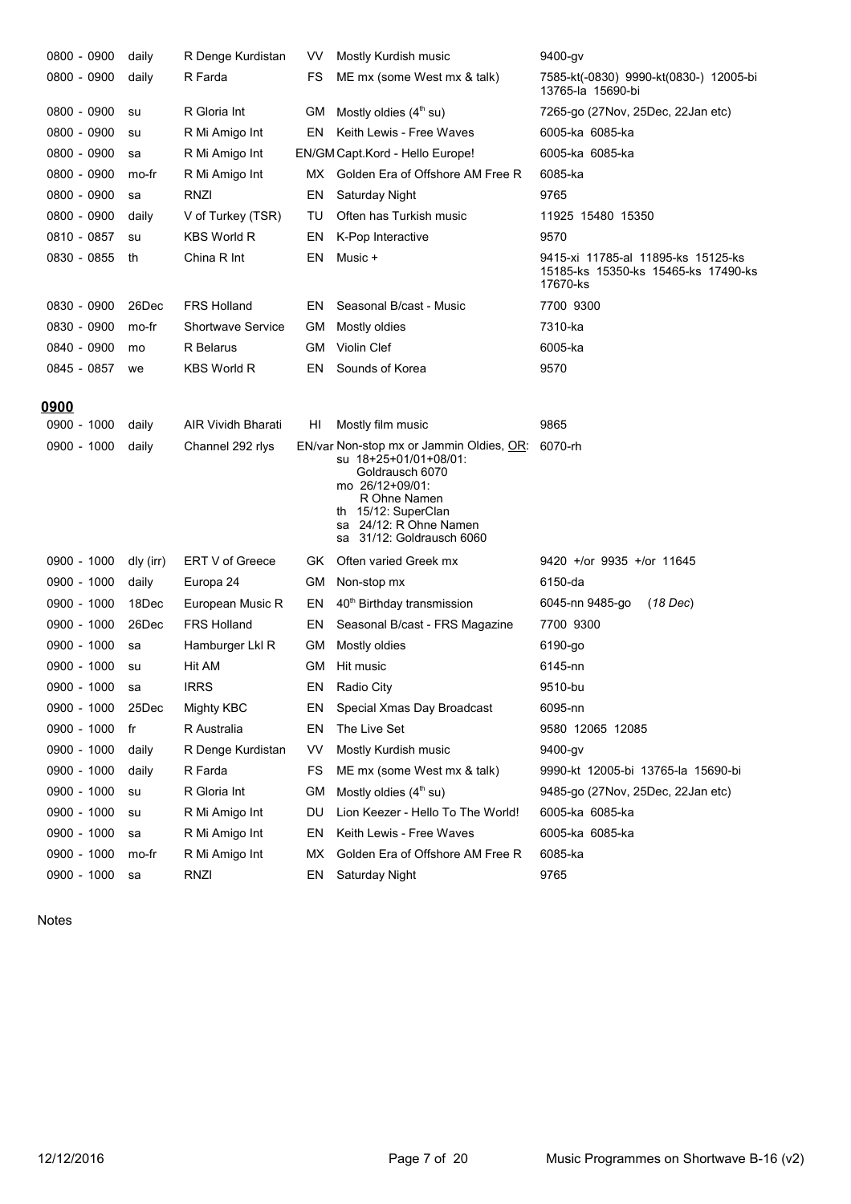| | | | | | |
|---|---|---|---|---|---|
| 0800 - 0900 | daily | R Denge Kurdistan | VV | Mostly Kurdish music | 9400-gv |
| 0800 - 0900 | daily | R Farda | FS | ME mx (some West mx & talk) | 7585-kt(-0830) 9990-kt(0830-) 12005-bi 13765-la 15690-bi |
| 0800 - 0900 | su | R Gloria Int | GM | Mostly oldies (4th su) | 7265-go (27Nov, 25Dec, 22Jan etc) |
| 0800 - 0900 | su | R Mi Amigo Int | EN | Keith Lewis - Free Waves | 6005-ka 6085-ka |
| 0800 - 0900 | sa | R Mi Amigo Int | EN/GM | Capt.Kord - Hello Europe! | 6005-ka 6085-ka |
| 0800 - 0900 | mo-fr | R Mi Amigo Int | MX | Golden Era of Offshore AM Free R | 6085-ka |
| 0800 - 0900 | sa | RNZI | EN | Saturday Night | 9765 |
| 0800 - 0900 | daily | V of Turkey (TSR) | TU | Often has Turkish music | 11925 15480 15350 |
| 0810 - 0857 | su | KBS World R | EN | K-Pop Interactive | 9570 |
| 0830 - 0855 | th | China R Int | EN | Music + | 9415-xi 11785-al 11895-ks 15125-ks 15185-ks 15350-ks 15465-ks 17490-ks 17670-ks |
| 0830 - 0900 | 26Dec | FRS Holland | EN | Seasonal B/cast - Music | 7700 9300 |
| 0830 - 0900 | mo-fr | Shortwave Service | GM | Mostly oldies | 7310-ka |
| 0840 - 0900 | mo | R Belarus | GM | Violin Clef | 6005-ka |
| 0845 - 0857 | we | KBS World R | EN | Sounds of Korea | 9570 |

## 0900

| | | | | | |
|---|---|---|---|---|---|
| 0900 - 1000 | daily | AIR Vividh Bharati | HI | Mostly film music | 9865 |
| 0900 - 1000 | daily | Channel 292 rlys | EN/var | Non-stop mx or Jammin Oldies, OR: su 18+25+01/01+08/01: Goldrausch 6070; mo 26/12+09/01: R Ohne Namen; th 15/12: SuperClan; sa 24/12: R Ohne Namen; sa 31/12: Goldrausch 6060 | 6070-rh |
| 0900 - 1000 | dly (irr) | ERT V of Greece | GK | Often varied Greek mx | 9420 +/or 9935 +/or 11645 |
| 0900 - 1000 | daily | Europa 24 | GM | Non-stop mx | 6150-da |
| 0900 - 1000 | 18Dec | European Music R | EN | 40th Birthday transmission | 6045-nn 9485-go (*18 Dec*) |
| 0900 - 1000 | 26Dec | FRS Holland | EN | Seasonal B/cast - FRS Magazine | 7700 9300 |
| 0900 - 1000 | sa | Hamburger Lkl R | GM | Mostly oldies | 6190-go |
| 0900 - 1000 | su | Hit AM | GM | Hit music | 6145-nn |
| 0900 - 1000 | sa | IRRS | EN | Radio City | 9510-bu |
| 0900 - 1000 | 25Dec | Mighty KBC | EN | Special Xmas Day Broadcast | 6095-nn |
| 0900 - 1000 | fr | R Australia | EN | The Live Set | 9580 12065 12085 |
| 0900 - 1000 | daily | R Denge Kurdistan | VV | Mostly Kurdish music | 9400-gv |
| 0900 - 1000 | daily | R Farda | FS | ME mx (some West mx & talk) | 9990-kt 12005-bi 13765-la 15690-bi |
| 0900 - 1000 | su | R Gloria Int | GM | Mostly oldies (4th su) | 9485-go (27Nov, 25Dec, 22Jan etc) |
| 0900 - 1000 | su | R Mi Amigo Int | DU | Lion Keezer - Hello To The World! | 6005-ka 6085-ka |
| 0900 - 1000 | sa | R Mi Amigo Int | EN | Keith Lewis - Free Waves | 6005-ka 6085-ka |
| 0900 - 1000 | mo-fr | R Mi Amigo Int | MX | Golden Era of Offshore AM Free R | 6085-ka |
| 0900 - 1000 | sa | RNZI | EN | Saturday Night | 9765 |

Notes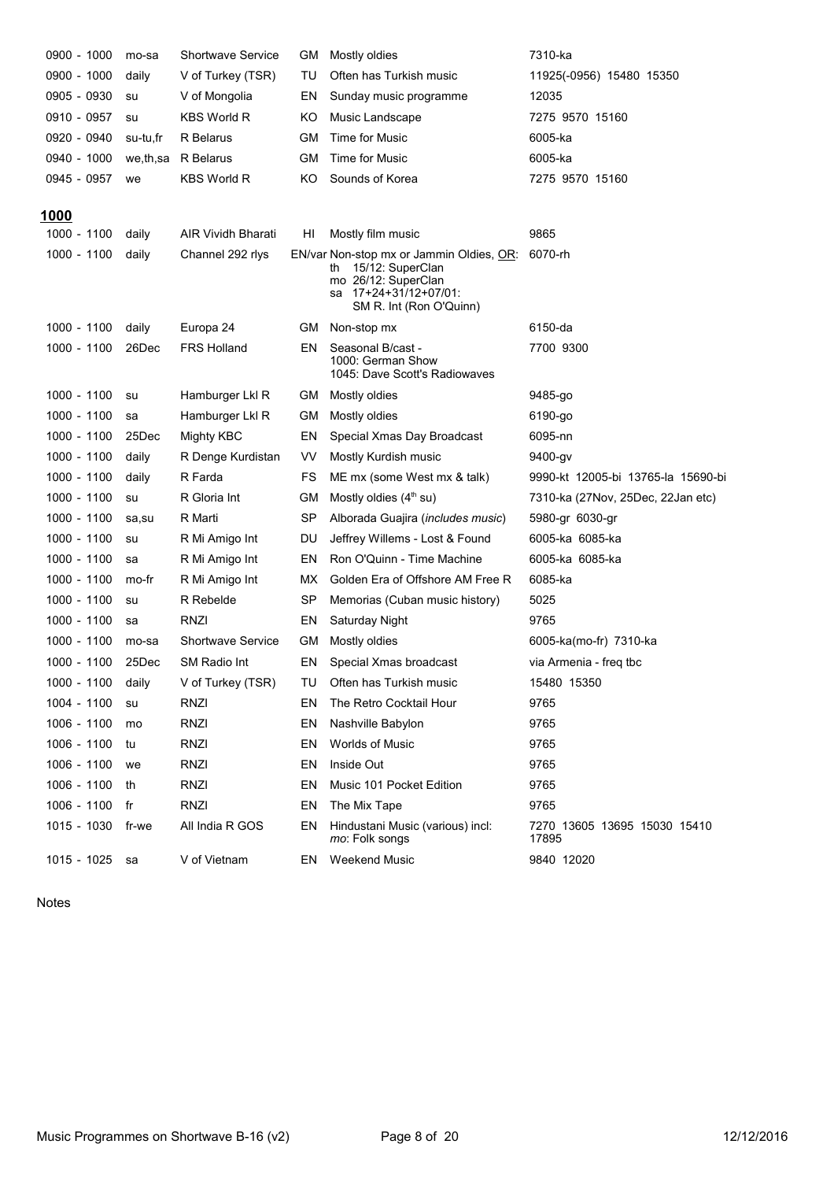| | | | | | |
|---|---|---|---|---|---|
| 0900 - 1000 | mo-sa | Shortwave Service | GM | Mostly oldies | 7310-ka |
| 0900 - 1000 | daily | V of Turkey (TSR) | TU | Often has Turkish music | 11925(-0956) 15480 15350 |
| 0905 - 0930 | su | V of Mongolia | EN | Sunday music programme | 12035 |
| 0910 - 0957 | su | KBS World R | KO | Music Landscape | 7275 9570 15160 |
| 0920 - 0940 | su-tu,fr | R Belarus | GM | Time for Music | 6005-ka |
| 0940 - 1000 | we,th,sa | R Belarus | GM | Time for Music | 6005-ka |
| 0945 - 0957 | we | KBS World R | KO | Sounds of Korea | 7275 9570 15160 |

## 1000

| | | | | | |
|---|---|---|---|---|---|
| 1000 - 1100 | daily | AIR Vividh Bharati | HI | Mostly film music | 9865 |
| 1000 - 1100 | daily | Channel 292 rlys | EN/var | Non-stop mx or Jammin Oldies, OR: th 15/12: SuperClan mo 26/12: SuperClan sa 17+24+31/12+07/01: SM R. Int (Ron O'Quinn) | 6070-rh |
| 1000 - 1100 | daily | Europa 24 | GM | Non-stop mx | 6150-da |
| 1000 - 1100 | 26Dec | FRS Holland | EN | Seasonal B/cast - 1000: German Show 1045: Dave Scott's Radiowaves | 7700 9300 |
| 1000 - 1100 | su | Hamburger Lkl R | GM | Mostly oldies | 9485-go |
| 1000 - 1100 | sa | Hamburger Lkl R | GM | Mostly oldies | 6190-go |
| 1000 - 1100 | 25Dec | Mighty KBC | EN | Special Xmas Day Broadcast | 6095-nn |
| 1000 - 1100 | daily | R Denge Kurdistan | VV | Mostly Kurdish music | 9400-gv |
| 1000 - 1100 | daily | R Farda | FS | ME mx (some West mx & talk) | 9990-kt 12005-bi 13765-la 15690-bi |
| 1000 - 1100 | su | R Gloria Int | GM | Mostly oldies (4th su) | 7310-ka (27Nov, 25Dec, 22Jan etc) |
| 1000 - 1100 | sa,su | R Marti | SP | Alborada Guajira (*includes music*) | 5980-gr 6030-gr |
| 1000 - 1100 | su | R Mi Amigo Int | DU | Jeffrey Willems - Lost & Found | 6005-ka 6085-ka |
| 1000 - 1100 | sa | R Mi Amigo Int | EN | Ron O'Quinn - Time Machine | 6005-ka 6085-ka |
| 1000 - 1100 | mo-fr | R Mi Amigo Int | MX | Golden Era of Offshore AM Free R | 6085-ka |
| 1000 - 1100 | su | R Rebelde | SP | Memorias (Cuban music history) | 5025 |
| 1000 - 1100 | sa | RNZI | EN | Saturday Night | 9765 |
| 1000 - 1100 | mo-sa | Shortwave Service | GM | Mostly oldies | 6005-ka(mo-fr) 7310-ka |
| 1000 - 1100 | 25Dec | SM Radio Int | EN | Special Xmas broadcast | via Armenia - freq tbc |
| 1000 - 1100 | daily | V of Turkey (TSR) | TU | Often has Turkish music | 15480 15350 |
| 1004 - 1100 | su | RNZI | EN | The Retro Cocktail Hour | 9765 |
| 1006 - 1100 | mo | RNZI | EN | Nashville Babylon | 9765 |
| 1006 - 1100 | tu | RNZI | EN | Worlds of Music | 9765 |
| 1006 - 1100 | we | RNZI | EN | Inside Out | 9765 |
| 1006 - 1100 | th | RNZI | EN | Music 101 Pocket Edition | 9765 |
| 1006 - 1100 | fr | RNZI | EN | The Mix Tape | 9765 |
| 1015 - 1030 | fr-we | All India R GOS | EN | Hindustani Music (various) incl: *mo*: Folk songs | 7270 13605 13695 15030 15410 17895 |
| 1015 - 1025 | sa | V of Vietnam | EN | Weekend Music | 9840 12020 |

Notes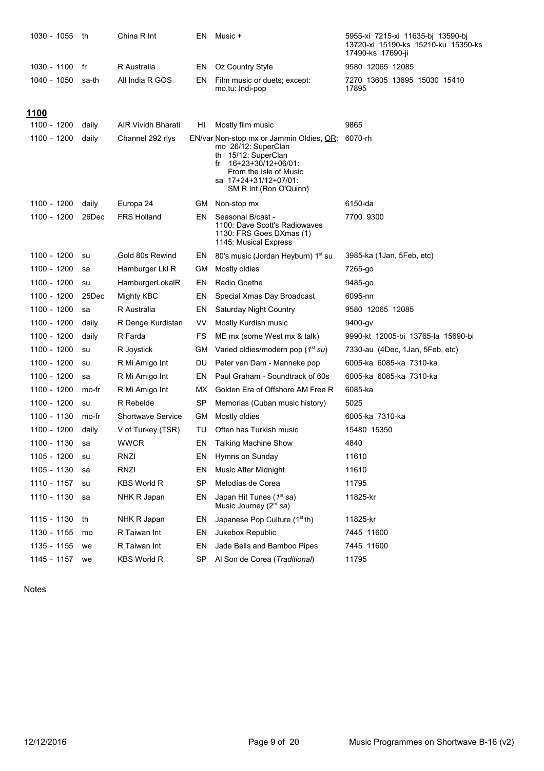| | | | | | |
|---|---|---|---|---|---|
| 1030 - 1055 | th | China R Int | EN | Music + | 5955-xi 7215-xi 11635-bj 13590-bj 13720-xi 15190-ks 15210-ku 15350-ks 17490-ks 17690-ji |
| 1030 - 1100 | fr | R Australia | EN | Oz Country Style | 9580 12065 12085 |
| 1040 - 1050 | sa-th | All India R GOS | EN | Film music or duets; except: mo,tu: Indi-pop | 7270 13605 13695 15030 15410 17895 |

## 1100

| | | | | | |
|---|---|---|---|---|---|
| 1100 - 1200 | daily | AIR Vividh Bharati | HI | Mostly film music | 9865 |
| 1100 - 1200 | daily | Channel 292 rlys | EN/var | Non-stop mx or Jammin Oldies, OR: mo 26/12: SuperClan th 15/12: SuperClan fr 16+23+30/12+06/01: From the Isle of Music sa 17+24+31/12+07/01: SM R Int (Ron O'Quinn) | 6070-rh |
| 1100 - 1200 | daily | Europa 24 | GM | Non-stop mx | 6150-da |
| 1100 - 1200 | 26Dec | FRS Holland | EN | Seasonal B/cast - 1100: Dave Scott's Radiowaves 1130: FRS Goes DXmas (1) 1145: Musical Express | 7700 9300 |
| 1100 - 1200 | su | Gold 80s Rewind | EN | 80's music (Jordan Heyburn) 1st su | 3985-ka (1Jan, 5Feb, etc) |
| 1100 - 1200 | sa | Hamburger Lkl R | GM | Mostly oldies | 7265-go |
| 1100 - 1200 | su | HamburgerLokalR | EN | Radio Goethe | 9485-go |
| 1100 - 1200 | 25Dec | Mighty KBC | EN | Special Xmas Day Broadcast | 6095-nn |
| 1100 - 1200 | sa | R Australia | EN | Saturday Night Country | 9580 12065 12085 |
| 1100 - 1200 | daily | R Denge Kurdistan | VV | Mostly Kurdish music | 9400-gv |
| 1100 - 1200 | daily | R Farda | FS | ME mx (some West mx & talk) | 9990-kt 12005-bi 13765-la 15690-bi |
| 1100 - 1200 | su | R Joystick | GM | Varied oldies/modern pop (*1st su*) | 7330-au (4Dec, 1Jan, 5Feb, etc) |
| 1100 - 1200 | su | R Mi Amigo Int | DU | Peter van Dam - Manneke pop | 6005-ka 6085-ka 7310-ka |
| 1100 - 1200 | sa | R Mi Amigo Int | EN | Paul Graham - Soundtrack of 60s | 6005-ka 6085-ka 7310-ka |
| 1100 - 1200 | mo-fr | R Mi Amigo Int | MX | Golden Era of Offshore AM Free R | 6085-ka |
| 1100 - 1200 | su | R Rebelde | SP | Memorias (Cuban music history) | 5025 |
| 1100 - 1130 | mo-fr | Shortwave Service | GM | Mostly oldies | 6005-ka 7310-ka |
| 1100 - 1200 | daily | V of Turkey (TSR) | TU | Often has Turkish music | 15480 15350 |
| 1100 - 1130 | sa | WWCR | EN | Talking Machine Show | 4840 |
| 1105 - 1200 | su | RNZI | EN | Hymns on Sunday | 11610 |
| 1105 - 1130 | sa | RNZI | EN | Music After Midnight | 11610 |
| 1110 - 1157 | su | KBS World R | SP | Melodías de Corea | 11795 |
| 1110 - 1130 | sa | NHK R Japan | EN | Japan Hit Tunes (*1st sa*) Music Journey (*2rd sa*) | 11825-kr |
| 1115 - 1130 | th | NHK R Japan | EN | Japanese Pop Culture (1st th) | 11825-kr |
| 1130 - 1155 | mo | R Taiwan Int | EN | Jukebox Republic | 7445 11600 |
| 1135 - 1155 | we | R Taiwan Int | EN | Jade Bells and Bamboo Pipes | 7445 11600 |
| 1145 - 1157 | we | KBS World R | SP | Al Son de Corea (*Traditional*) | 11795 |

Notes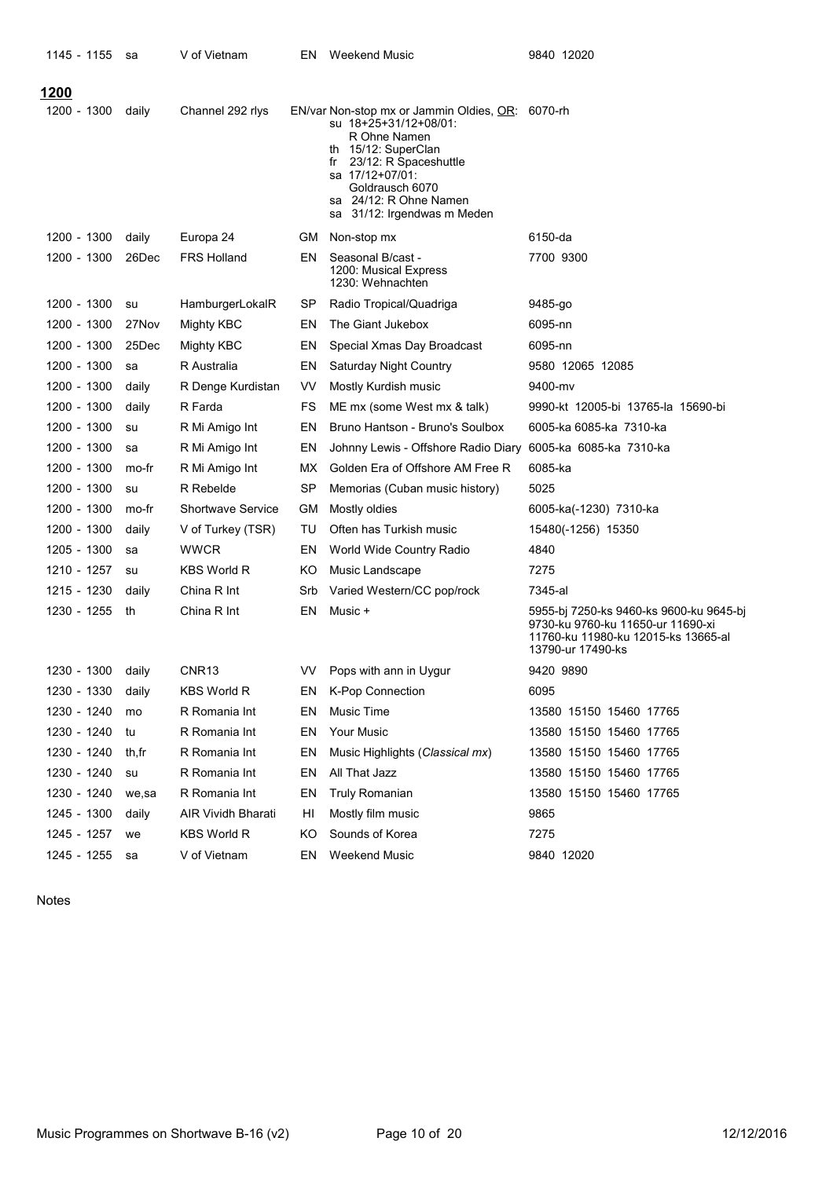| | | | | | |
|---|---|---|---|---|---|
| 1145 - 1155 | sa | V of Vietnam | EN | Weekend Music | 9840 12020 |

## 1200

| | | | | | |
|---|---|---|---|---|---|
| 1200 - 1300 | daily | Channel 292 rlys | EN/var | Non-stop mx or Jammin Oldies, OR: su 18+25+31/12+08/01: R Ohne Namen th 15/12: SuperClan fr 23/12: R Spaceshuttle sa 17/12+07/01: Goldrausch 6070 sa 24/12: R Ohne Namen sa 31/12: Irgendwas m Meden | 6070-rh |
| 1200 - 1300 | daily | Europa 24 | GM | Non-stop mx | 6150-da |
| 1200 - 1300 | 26Dec | FRS Holland | EN | Seasonal B/cast - 1200: Musical Express 1230: Wehnachten | 7700 9300 |
| 1200 - 1300 | su | HamburgerLokalR | SP | Radio Tropical/Quadriga | 9485-go |
| 1200 - 1300 | 27Nov | Mighty KBC | EN | The Giant Jukebox | 6095-nn |
| 1200 - 1300 | 25Dec | Mighty KBC | EN | Special Xmas Day Broadcast | 6095-nn |
| 1200 - 1300 | sa | R Australia | EN | Saturday Night Country | 9580 12065 12085 |
| 1200 - 1300 | daily | R Denge Kurdistan | VV | Mostly Kurdish music | 9400-mv |
| 1200 - 1300 | daily | R Farda | FS | ME mx (some West mx & talk) | 9990-kt 12005-bi 13765-la 15690-bi |
| 1200 - 1300 | su | R Mi Amigo Int | EN | Bruno Hantson - Bruno's Soulbox | 6005-ka 6085-ka 7310-ka |
| 1200 - 1300 | sa | R Mi Amigo Int | EN | Johnny Lewis - Offshore Radio Diary | 6005-ka 6085-ka 7310-ka |
| 1200 - 1300 | mo-fr | R Mi Amigo Int | MX | Golden Era of Offshore AM Free R | 6085-ka |
| 1200 - 1300 | su | R Rebelde | SP | Memorias (Cuban music history) | 5025 |
| 1200 - 1300 | mo-fr | Shortwave Service | GM | Mostly oldies | 6005-ka(-1230) 7310-ka |
| 1200 - 1300 | daily | V of Turkey (TSR) | TU | Often has Turkish music | 15480(-1256) 15350 |
| 1205 - 1300 | sa | WWCR | EN | World Wide Country Radio | 4840 |
| 1210 - 1257 | su | KBS World R | KO | Music Landscape | 7275 |
| 1215 - 1230 | daily | China R Int | Srb | Varied Western/CC pop/rock | 7345-al |
| 1230 - 1255 | th | China R Int | EN | Music + | 5955-bj 7250-ks 9460-ks 9600-ku 9645-bj 9730-ku 9760-ku 11650-ur 11690-xi 11760-ku 11980-ku 12015-ks 13665-al 13790-ur 17490-ks |
| 1230 - 1300 | daily | CNR13 | VV | Pops with ann in Uygur | 9420 9890 |
| 1230 - 1330 | daily | KBS World R | EN | K-Pop Connection | 6095 |
| 1230 - 1240 | mo | R Romania Int | EN | Music Time | 13580 15150 15460 17765 |
| 1230 - 1240 | tu | R Romania Int | EN | Your Music | 13580 15150 15460 17765 |
| 1230 - 1240 | th,fr | R Romania Int | EN | Music Highlights (*Classical mx*) | 13580 15150 15460 17765 |
| 1230 - 1240 | su | R Romania Int | EN | All That Jazz | 13580 15150 15460 17765 |
| 1230 - 1240 | we,sa | R Romania Int | EN | Truly Romanian | 13580 15150 15460 17765 |
| 1245 - 1300 | daily | AIR Vividh Bharati | HI | Mostly film music | 9865 |
| 1245 - 1257 | we | KBS World R | KO | Sounds of Korea | 7275 |
| 1245 - 1255 | sa | V of Vietnam | EN | Weekend Music | 9840 12020 |

Notes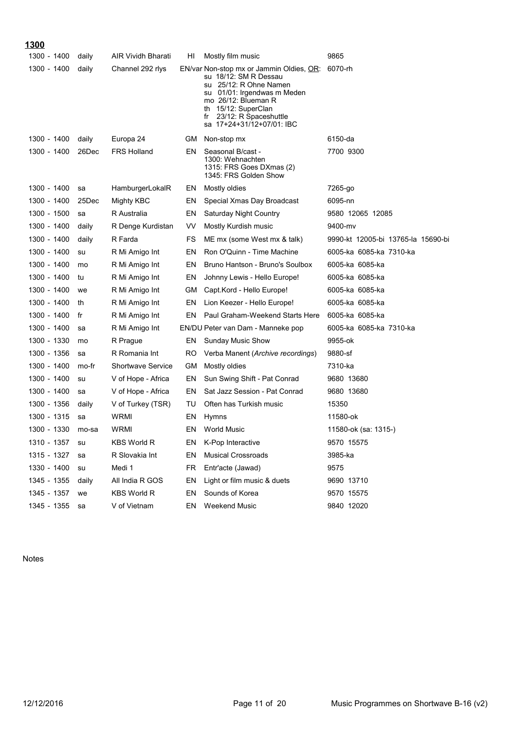**1300**

| Time | Days | Station | Lang | Programme | Frequencies |
|---|---|---|---|---|---|
| 1300 - 1400 | daily | AIR Vividh Bharati | HI | Mostly film music | 9865 |
| 1300 - 1400 | daily | Channel 292 rlys | EN/var | Non-stop mx or Jammin Oldies, OR: su 18/12: SM R Dessau su 25/12: R Ohne Namen su 01/01: Irgendwas m Meden mo 26/12: Blueman R th 15/12: SuperClan fr 23/12: R Spaceshuttle sa 17+24+31/12+07/01: IBC | 6070-rh |
| 1300 - 1400 | daily | Europa 24 | GM | Non-stop mx | 6150-da |
| 1300 - 1400 | 26Dec | FRS Holland | EN | Seasonal B/cast - 1300: Wehnachten 1315: FRS Goes DXmas (2) 1345: FRS Golden Show | 7700 9300 |
| 1300 - 1400 | sa | HamburgerLokalR | EN | Mostly oldies | 7265-go |
| 1300 - 1400 | 25Dec | Mighty KBC | EN | Special Xmas Day Broadcast | 6095-nn |
| 1300 - 1500 | sa | R Australia | EN | Saturday Night Country | 9580 12065 12085 |
| 1300 - 1400 | daily | R Denge Kurdistan | VV | Mostly Kurdish music | 9400-mv |
| 1300 - 1400 | daily | R Farda | FS | ME mx (some West mx & talk) | 9990-kt 12005-bi 13765-la 15690-bi |
| 1300 - 1400 | su | R Mi Amigo Int | EN | Ron O'Quinn - Time Machine | 6005-ka 6085-ka 7310-ka |
| 1300 - 1400 | mo | R Mi Amigo Int | EN | Bruno Hantson - Bruno's Soulbox | 6005-ka 6085-ka |
| 1300 - 1400 | tu | R Mi Amigo Int | EN | Johnny Lewis - Hello Europe! | 6005-ka 6085-ka |
| 1300 - 1400 | we | R Mi Amigo Int | GM | Capt.Kord - Hello Europe! | 6005-ka 6085-ka |
| 1300 - 1400 | th | R Mi Amigo Int | EN | Lion Keezer - Hello Europe! | 6005-ka 6085-ka |
| 1300 - 1400 | fr | R Mi Amigo Int | EN | Paul Graham-Weekend Starts Here | 6005-ka 6085-ka |
| 1300 - 1400 | sa | R Mi Amigo Int | EN/DU | Peter van Dam - Manneke pop | 6005-ka 6085-ka 7310-ka |
| 1300 - 1330 | mo | R Prague | EN | Sunday Music Show | 9955-ok |
| 1300 - 1356 | sa | R Romania Int | RO | Verba Manent (*Archive recordings*) | 9880-sf |
| 1300 - 1400 | mo-fr | Shortwave Service | GM | Mostly oldies | 7310-ka |
| 1300 - 1400 | su | V of Hope - Africa | EN | Sun Swing Shift - Pat Conrad | 9680 13680 |
| 1300 - 1400 | sa | V of Hope - Africa | EN | Sat Jazz Session - Pat Conrad | 9680 13680 |
| 1300 - 1356 | daily | V of Turkey (TSR) | TU | Often has Turkish music | 15350 |
| 1300 - 1315 | sa | WRMI | EN | Hymns | 11580-ok |
| 1300 - 1330 | mo-sa | WRMI | EN | World Music | 11580-ok (sa: 1315-) |
| 1310 - 1357 | su | KBS World R | EN | K-Pop Interactive | 9570 15575 |
| 1315 - 1327 | sa | R Slovakia Int | EN | Musical Crossroads | 3985-ka |
| 1330 - 1400 | su | Medi 1 | FR | Entr'acte (Jawad) | 9575 |
| 1345 - 1355 | daily | All India R GOS | EN | Light or film music & duets | 9690 13710 |
| 1345 - 1357 | we | KBS World R | EN | Sounds of Korea | 9570 15575 |
| 1345 - 1355 | sa | V of Vietnam | EN | Weekend Music | 9840 12020 |

Notes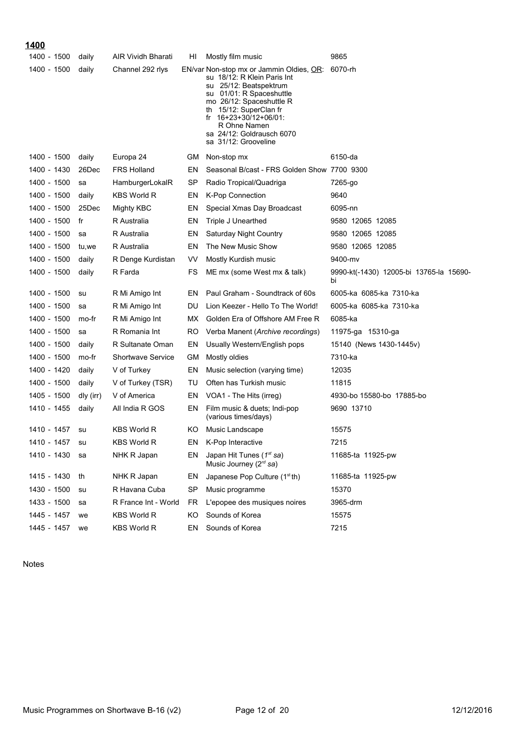## 1400

| | | | | | |
|---|---|---|---|---|---|
| 1400 - 1500 | daily | AIR Vividh Bharati | HI | Mostly film music | 9865 |
| 1400 - 1500 | daily | Channel 292 rlys | EN/var | Non-stop mx or Jammin Oldies, OR: su 18/12: R Klein Paris Int su 25/12: Beatspektrum su 01/01: R Spaceshuttle mo 26/12: Spaceshuttle R th 15/12: SuperClan fr fr 16+23+30/12+06/01: R Ohne Namen sa 24/12: Goldrausch 6070 sa 31/12: Grooveline | 6070-rh |
| 1400 - 1500 | daily | Europa 24 | GM | Non-stop mx | 6150-da |
| 1400 - 1430 | 26Dec | FRS Holland | EN | Seasonal B/cast - FRS Golden Show | 7700 9300 |
| 1400 - 1500 | sa | HamburgerLokalR | SP | Radio Tropical/Quadriga | 7265-go |
| 1400 - 1500 | daily | KBS World R | EN | K-Pop Connection | 9640 |
| 1400 - 1500 | 25Dec | Mighty KBC | EN | Special Xmas Day Broadcast | 6095-nn |
| 1400 - 1500 | fr | R Australia | EN | Triple J Unearthed | 9580 12065 12085 |
| 1400 - 1500 | sa | R Australia | EN | Saturday Night Country | 9580 12065 12085 |
| 1400 - 1500 | tu,we | R Australia | EN | The New Music Show | 9580 12065 12085 |
| 1400 - 1500 | daily | R Denge Kurdistan | VV | Mostly Kurdish music | 9400-mv |
| 1400 - 1500 | daily | R Farda | FS | ME mx (some West mx & talk) | 9990-kt(-1430) 12005-bi 13765-la 15690-bi |
| 1400 - 1500 | su | R Mi Amigo Int | EN | Paul Graham - Soundtrack of 60s | 6005-ka 6085-ka 7310-ka |
| 1400 - 1500 | sa | R Mi Amigo Int | DU | Lion Keezer - Hello To The World! | 6005-ka 6085-ka 7310-ka |
| 1400 - 1500 | mo-fr | R Mi Amigo Int | MX | Golden Era of Offshore AM Free R | 6085-ka |
| 1400 - 1500 | sa | R Romania Int | RO | Verba Manent (*Archive recordings*) | 11975-ga 15310-ga |
| 1400 - 1500 | daily | R Sultanate Oman | EN | Usually Western/English pops | 15140 (News 1430-1445v) |
| 1400 - 1500 | mo-fr | Shortwave Service | GM | Mostly oldies | 7310-ka |
| 1400 - 1420 | daily | V of Turkey | EN | Music selection (varying time) | 12035 |
| 1400 - 1500 | daily | V of Turkey (TSR) | TU | Often has Turkish music | 11815 |
| 1405 - 1500 | dly (irr) | V of America | EN | VOA1 - The Hits (irreg) | 4930-bo 15580-bo 17885-bo |
| 1410 - 1455 | daily | All India R GOS | EN | Film music & duets; Indi-pop (various times/days) | 9690 13710 |
| 1410 - 1457 | su | KBS World R | KO | Music Landscape | 15575 |
| 1410 - 1457 | su | KBS World R | EN | K-Pop Interactive | 7215 |
| 1410 - 1430 | sa | NHK R Japan | EN | Japan Hit Tunes (*1st sa*) Music Journey (*2rd sa*) | 11685-ta 11925-pw |
| 1415 - 1430 | th | NHK R Japan | EN | Japanese Pop Culture (1st th) | 11685-ta 11925-pw |
| 1430 - 1500 | su | R Havana Cuba | SP | Music programme | 15370 |
| 1433 - 1500 | sa | R France Int - World | FR | L'epopee des musiques noires | 3965-drm |
| 1445 - 1457 | we | KBS World R | KO | Sounds of Korea | 15575 |
| 1445 - 1457 | we | KBS World R | EN | Sounds of Korea | 7215 |

Notes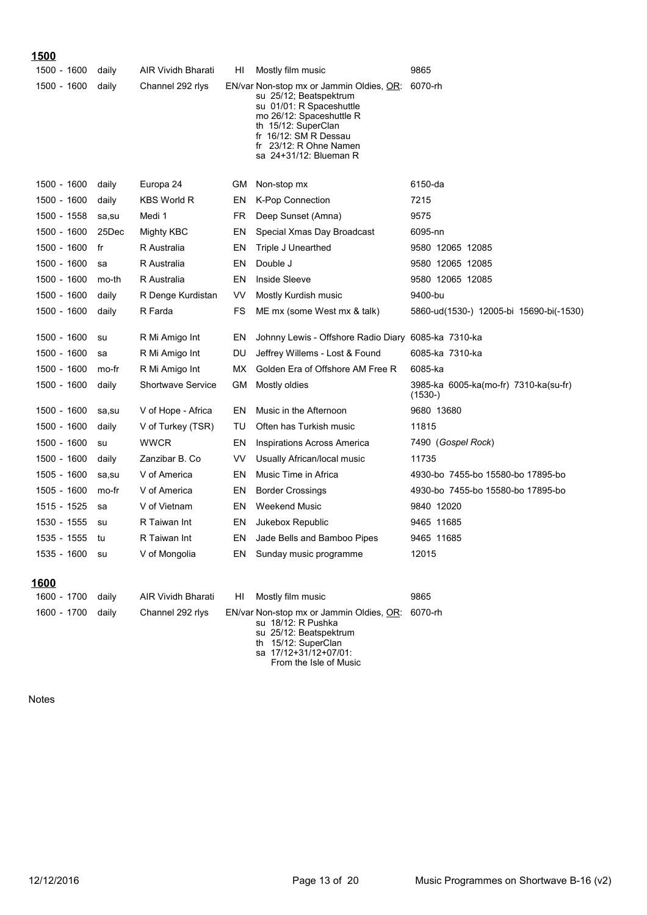## 1500

| Time | Days | Station | Lang | Programme | Frequencies |
|---|---|---|---|---|---|
| 1500 - 1600 | daily | AIR Vividh Bharati | HI | Mostly film music | 9865 |
| 1500 - 1600 | daily | Channel 292 rlys | EN/var | Non-stop mx or Jammin Oldies, OR: su 25/12; Beatspektrum su 01/01: R Spaceshuttle mo 26/12: Spaceshuttle R th 15/12: SuperClan fr 16/12: SM R Dessau fr 23/12: R Ohne Namen sa 24+31/12: Blueman R | 6070-rh |
| 1500 - 1600 | daily | Europa 24 | GM | Non-stop mx | 6150-da |
| 1500 - 1600 | daily | KBS World R | EN | K-Pop Connection | 7215 |
| 1500 - 1558 | sa,su | Medi 1 | FR | Deep Sunset (Amna) | 9575 |
| 1500 - 1600 | 25Dec | Mighty KBC | EN | Special Xmas Day Broadcast | 6095-nn |
| 1500 - 1600 | fr | R Australia | EN | Triple J Unearthed | 9580 12065 12085 |
| 1500 - 1600 | sa | R Australia | EN | Double J | 9580 12065 12085 |
| 1500 - 1600 | mo-th | R Australia | EN | Inside Sleeve | 9580 12065 12085 |
| 1500 - 1600 | daily | R Denge Kurdistan | VV | Mostly Kurdish music | 9400-bu |
| 1500 - 1600 | daily | R Farda | FS | ME mx (some West mx & talk) | 5860-ud(1530-) 12005-bi 15690-bi(-1530) |
| 1500 - 1600 | su | R Mi Amigo Int | EN | Johnny Lewis - Offshore Radio Diary | 6085-ka 7310-ka |
| 1500 - 1600 | sa | R Mi Amigo Int | DU | Jeffrey Willems - Lost & Found | 6085-ka 7310-ka |
| 1500 - 1600 | mo-fr | R Mi Amigo Int | MX | Golden Era of Offshore AM Free R | 6085-ka |
| 1500 - 1600 | daily | Shortwave Service | GM | Mostly oldies | 3985-ka 6005-ka(mo-fr) 7310-ka(su-fr) (1530-) |
| 1500 - 1600 | sa,su | V of Hope - Africa | EN | Music in the Afternoon | 9680 13680 |
| 1500 - 1600 | daily | V of Turkey (TSR) | TU | Often has Turkish music | 11815 |
| 1500 - 1600 | su | WWCR | EN | Inspirations Across America | 7490 (*Gospel Rock*) |
| 1500 - 1600 | daily | Zanzibar B. Co | VV | Usually African/local music | 11735 |
| 1505 - 1600 | sa,su | V of America | EN | Music Time in Africa | 4930-bo 7455-bo 15580-bo 17895-bo |
| 1505 - 1600 | mo-fr | V of America | EN | Border Crossings | 4930-bo 7455-bo 15580-bo 17895-bo |
| 1515 - 1525 | sa | V of Vietnam | EN | Weekend Music | 9840 12020 |
| 1530 - 1555 | su | R Taiwan Int | EN | Jukebox Republic | 9465 11685 |
| 1535 - 1555 | tu | R Taiwan Int | EN | Jade Bells and Bamboo Pipes | 9465 11685 |
| 1535 - 1600 | su | V of Mongolia | EN | Sunday music programme | 12015 |

## 1600

| Time | Days | Station | Lang | Programme | Frequencies |
|---|---|---|---|---|---|
| 1600 - 1700 | daily | AIR Vividh Bharati | HI | Mostly film music | 9865 |
| 1600 - 1700 | daily | Channel 292 rlys | EN/var | Non-stop mx or Jammin Oldies, OR: su 18/12: R Pushka su 25/12: Beatspektrum th 15/12: SuperClan sa 17/12+31/12+07/01: From the Isle of Music | 6070-rh |

Notes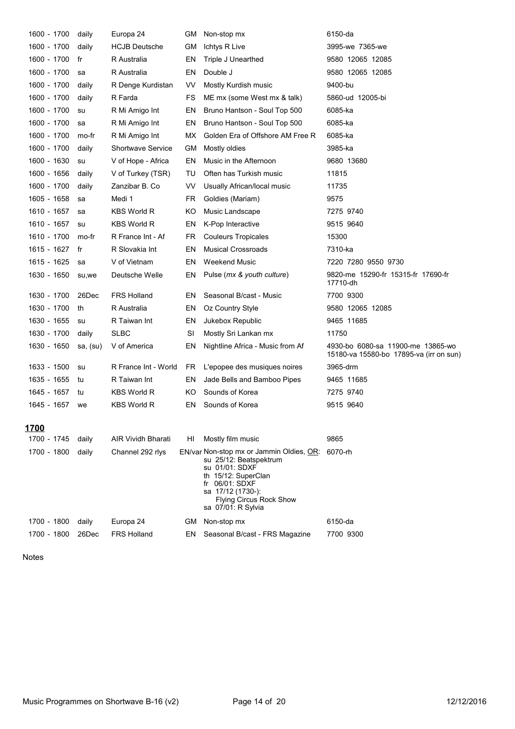| | | | | | |
|---|---|---|---|---|---|
| 1600 - 1700 | daily | Europa 24 | GM | Non-stop mx | 6150-da |
| 1600 - 1700 | daily | HCJB Deutsche | GM | Ichtys R Live | 3995-we 7365-we |
| 1600 - 1700 | fr | R Australia | EN | Triple J Unearthed | 9580 12065 12085 |
| 1600 - 1700 | sa | R Australia | EN | Double J | 9580 12065 12085 |
| 1600 - 1700 | daily | R Denge Kurdistan | VV | Mostly Kurdish music | 9400-bu |
| 1600 - 1700 | daily | R Farda | FS | ME mx (some West mx & talk) | 5860-ud 12005-bi |
| 1600 - 1700 | su | R Mi Amigo Int | EN | Bruno Hantson - Soul Top 500 | 6085-ka |
| 1600 - 1700 | sa | R Mi Amigo Int | EN | Bruno Hantson - Soul Top 500 | 6085-ka |
| 1600 - 1700 | mo-fr | R Mi Amigo Int | MX | Golden Era of Offshore AM Free R | 6085-ka |
| 1600 - 1700 | daily | Shortwave Service | GM | Mostly oldies | 3985-ka |
| 1600 - 1630 | su | V of Hope - Africa | EN | Music in the Afternoon | 9680 13680 |
| 1600 - 1656 | daily | V of Turkey (TSR) | TU | Often has Turkish music | 11815 |
| 1600 - 1700 | daily | Zanzibar B. Co | VV | Usually African/local music | 11735 |
| 1605 - 1658 | sa | Medi 1 | FR | Goldies (Mariam) | 9575 |
| 1610 - 1657 | sa | KBS World R | KO | Music Landscape | 7275 9740 |
| 1610 - 1657 | su | KBS World R | EN | K-Pop Interactive | 9515 9640 |
| 1610 - 1700 | mo-fr | R France Int - Af | FR | Couleurs Tropicales | 15300 |
| 1615 - 1627 | fr | R Slovakia Int | EN | Musical Crossroads | 7310-ka |
| 1615 - 1625 | sa | V of Vietnam | EN | Weekend Music | 7220 7280 9550 9730 |
| 1630 - 1650 | su,we | Deutsche Welle | EN | Pulse (*mx & youth culture*) | 9820-me 15290-fr 15315-fr 17690-fr 17710-dh |
| 1630 - 1700 | 26Dec | FRS Holland | EN | Seasonal B/cast - Music | 7700 9300 |
| 1630 - 1700 | th | R Australia | EN | Oz Country Style | 9580 12065 12085 |
| 1630 - 1655 | su | R Taiwan Int | EN | Jukebox Republic | 9465 11685 |
| 1630 - 1700 | daily | SLBC | SI | Mostly Sri Lankan mx | 11750 |
| 1630 - 1650 | sa, (su) | V of America | EN | Nightline Africa - Music from Af | 4930-bo 6080-sa 11900-me 13865-wo 15180-va 15580-bo 17895-va (irr on sun) |
| 1633 - 1500 | su | R France Int - World | FR | L'epopee des musiques noires | 3965-drm |
| 1635 - 1655 | tu | R Taiwan Int | EN | Jade Bells and Bamboo Pipes | 9465 11685 |
| 1645 - 1657 | tu | KBS World R | KO | Sounds of Korea | 7275 9740 |
| 1645 - 1657 | we | KBS World R | EN | Sounds of Korea | 9515 9640 |

## 1700

| | | | | | |
|---|---|---|---|---|---|
| 1700 - 1745 | daily | AIR Vividh Bharati | HI | Mostly film music | 9865 |
| 1700 - 1800 | daily | Channel 292 rlys | EN/var | Non-stop mx or Jammin Oldies, OR: su 25/12: Beatspektrum; su 01/01: SDXF; th 15/12: SuperClan; fr 06/01: SDXF; sa 17/12 (1730-): Flying Circus Rock Show; sa 07/01: R Sylvia | 6070-rh |
| 1700 - 1800 | daily | Europa 24 | GM | Non-stop mx | 6150-da |
| 1700 - 1800 | 26Dec | FRS Holland | EN | Seasonal B/cast - FRS Magazine | 7700 9300 |

Notes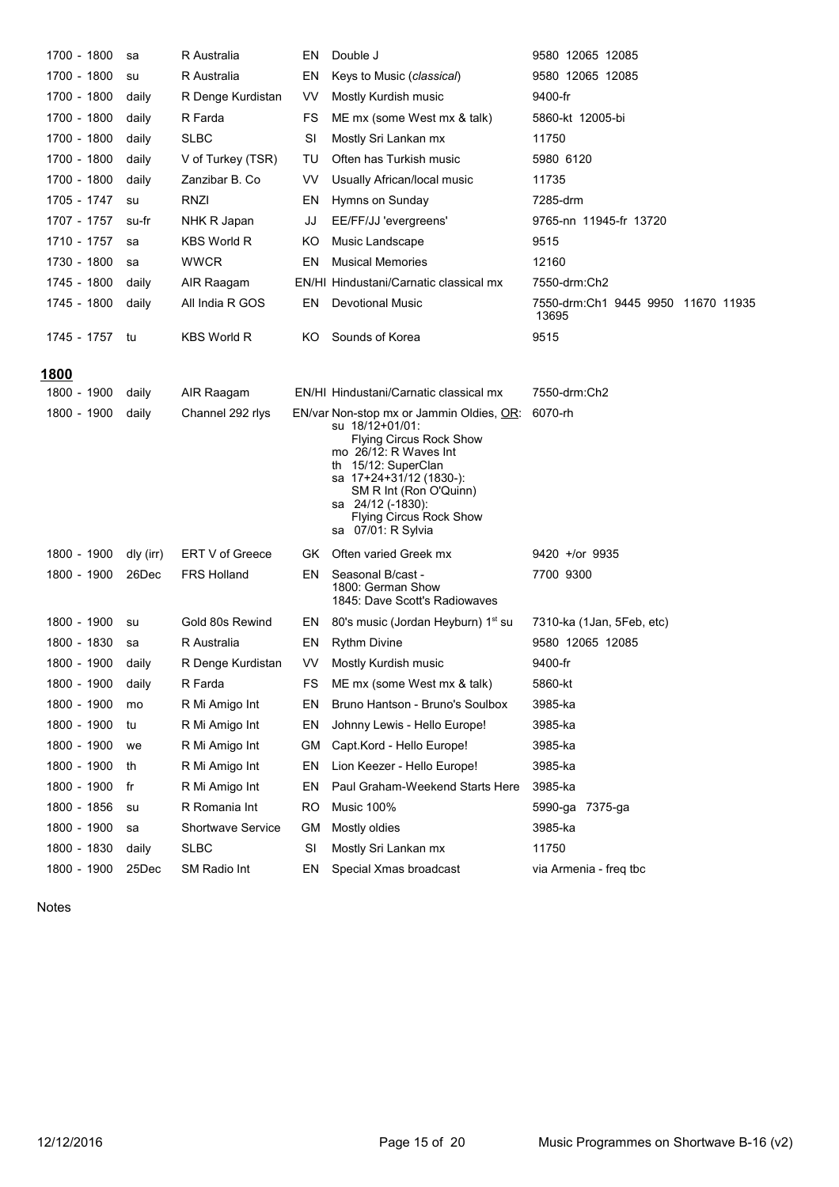| | | | | | |
|---|---|---|---|---|---|
| 1700 - 1800 | sa | R Australia | EN | Double J | 9580 12065 12085 |
| 1700 - 1800 | su | R Australia | EN | Keys to Music (*classical*) | 9580 12065 12085 |
| 1700 - 1800 | daily | R Denge Kurdistan | VV | Mostly Kurdish music | 9400-fr |
| 1700 - 1800 | daily | R Farda | FS | ME mx (some West mx & talk) | 5860-kt 12005-bi |
| 1700 - 1800 | daily | SLBC | SI | Mostly Sri Lankan mx | 11750 |
| 1700 - 1800 | daily | V of Turkey (TSR) | TU | Often has Turkish music | 5980 6120 |
| 1700 - 1800 | daily | Zanzibar B. Co | VV | Usually African/local music | 11735 |
| 1705 - 1747 | su | RNZI | EN | Hymns on Sunday | 7285-drm |
| 1707 - 1757 | su-fr | NHK R Japan | JJ | EE/FF/JJ 'evergreens' | 9765-nn 11945-fr 13720 |
| 1710 - 1757 | sa | KBS World R | KO | Music Landscape | 9515 |
| 1730 - 1800 | sa | WWCR | EN | Musical Memories | 12160 |
| 1745 - 1800 | daily | AIR Raagam | EN/HI | Hindustani/Carnatic classical mx | 7550-drm:Ch2 |
| 1745 - 1800 | daily | All India R GOS | EN | Devotional Music | 7550-drm:Ch1 9445 9950 11670 11935 13695 |
| 1745 - 1757 | tu | KBS World R | KO | Sounds of Korea | 9515 |

## 1800

| | | | | | |
|---|---|---|---|---|---|
| 1800 - 1900 | daily | AIR Raagam | EN/HI | Hindustani/Carnatic classical mx | 7550-drm:Ch2 |
| 1800 - 1900 | daily | Channel 292 rlys | EN/var | Non-stop mx or Jammin Oldies, OR: su 18/12+01/01: Flying Circus Rock Show; mo 26/12: R Waves Int; th 15/12: SuperClan; sa 17+24+31/12 (1830-): SM R Int (Ron O'Quinn); sa 24/12 (-1830): Flying Circus Rock Show; sa 07/01: R Sylvia | 6070-rh |
| 1800 - 1900 | dly (irr) | ERT V of Greece | GK | Often varied Greek mx | 9420 +/or 9935 |
| 1800 - 1900 | 26Dec | FRS Holland | EN | Seasonal B/cast - 1800: German Show; 1845: Dave Scott's Radiowaves | 7700 9300 |
| 1800 - 1900 | su | Gold 80s Rewind | EN | 80's music (Jordan Heyburn) 1st su | 7310-ka (1Jan, 5Feb, etc) |
| 1800 - 1830 | sa | R Australia | EN | Rythm Divine | 9580 12065 12085 |
| 1800 - 1900 | daily | R Denge Kurdistan | VV | Mostly Kurdish music | 9400-fr |
| 1800 - 1900 | daily | R Farda | FS | ME mx (some West mx & talk) | 5860-kt |
| 1800 - 1900 | mo | R Mi Amigo Int | EN | Bruno Hantson - Bruno's Soulbox | 3985-ka |
| 1800 - 1900 | tu | R Mi Amigo Int | EN | Johnny Lewis - Hello Europe! | 3985-ka |
| 1800 - 1900 | we | R Mi Amigo Int | GM | Capt.Kord - Hello Europe! | 3985-ka |
| 1800 - 1900 | th | R Mi Amigo Int | EN | Lion Keezer - Hello Europe! | 3985-ka |
| 1800 - 1900 | fr | R Mi Amigo Int | EN | Paul Graham-Weekend Starts Here | 3985-ka |
| 1800 - 1856 | su | R Romania Int | RO | Music 100% | 5990-ga 7375-ga |
| 1800 - 1900 | sa | Shortwave Service | GM | Mostly oldies | 3985-ka |
| 1800 - 1830 | daily | SLBC | SI | Mostly Sri Lankan mx | 11750 |
| 1800 - 1900 | 25Dec | SM Radio Int | EN | Special Xmas broadcast | via Armenia - freq tbc |

Notes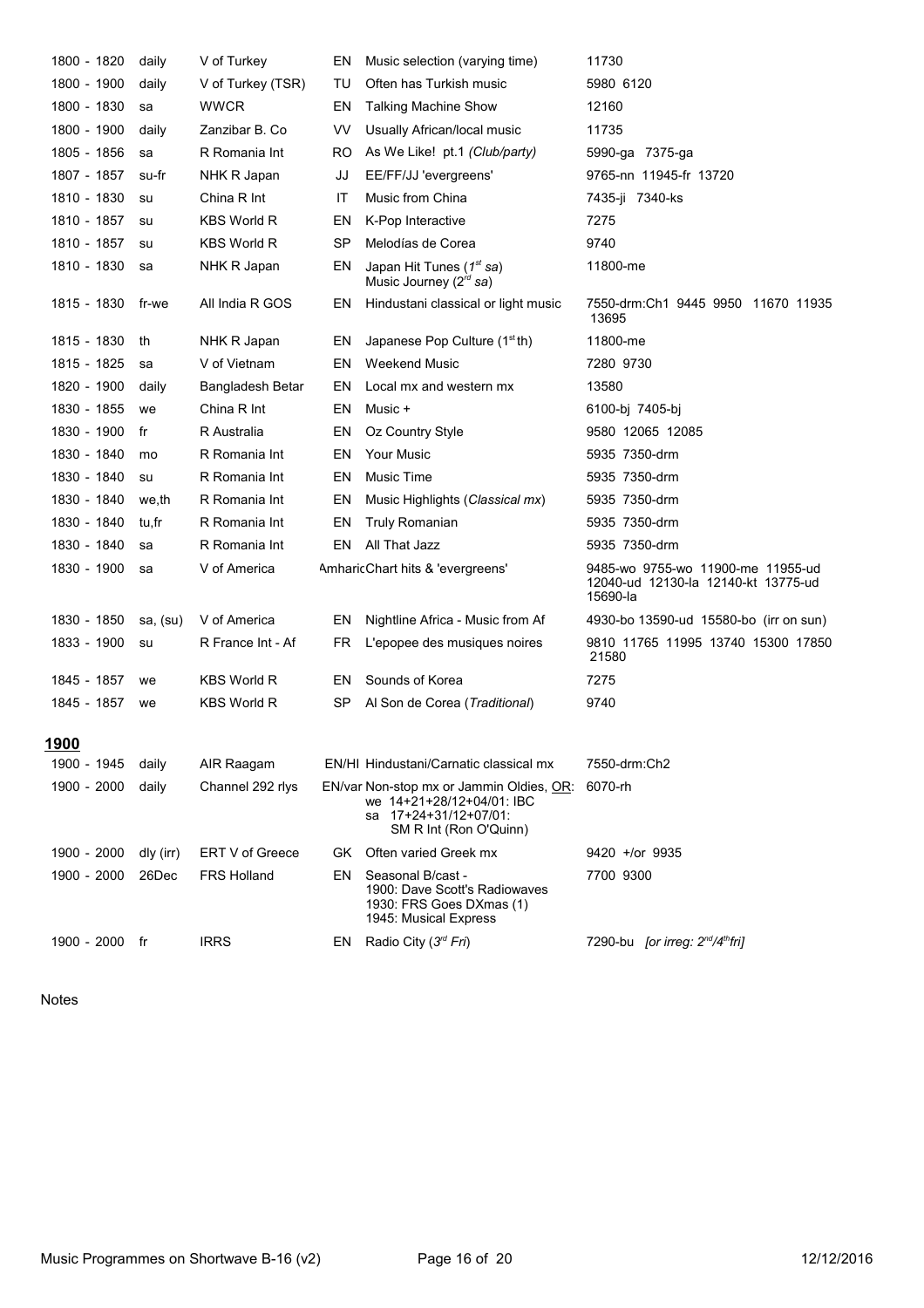| | | | | | |
|---|---|---|---|---|---|
| 1800 - 1820 | daily | V of Turkey | EN | Music selection (varying time) | 11730 |
| 1800 - 1900 | daily | V of Turkey (TSR) | TU | Often has Turkish music | 5980 6120 |
| 1800 - 1830 | sa | WWCR | EN | Talking Machine Show | 12160 |
| 1800 - 1900 | daily | Zanzibar B. Co | VV | Usually African/local music | 11735 |
| 1805 - 1856 | sa | R Romania Int | RO | As We Like! pt.1 *(Club/party)* | 5990-ga 7375-ga |
| 1807 - 1857 | su-fr | NHK R Japan | JJ | EE/FF/JJ 'evergreens' | 9765-nn 11945-fr 13720 |
| 1810 - 1830 | su | China R Int | IT | Music from China | 7435-ji 7340-ks |
| 1810 - 1857 | su | KBS World R | EN | K-Pop Interactive | 7275 |
| 1810 - 1857 | su | KBS World R | SP | Melodías de Corea | 9740 |
| 1810 - 1830 | sa | NHK R Japan | EN | Japan Hit Tunes (*1st sa*)<br>Music Journey (*2rd sa*) | 11800-me |
| 1815 - 1830 | fr-we | All India R GOS | EN | Hindustani classical or light music | 7550-drm:Ch1 9445 9950 11670 11935 13695 |
| 1815 - 1830 | th | NHK R Japan | EN | Japanese Pop Culture (1st th) | 11800-me |
| 1815 - 1825 | sa | V of Vietnam | EN | Weekend Music | 7280 9730 |
| 1820 - 1900 | daily | Bangladesh Betar | EN | Local mx and western mx | 13580 |
| 1830 - 1855 | we | China R Int | EN | Music + | 6100-bj 7405-bj |
| 1830 - 1900 | fr | R Australia | EN | Oz Country Style | 9580 12065 12085 |
| 1830 - 1840 | mo | R Romania Int | EN | Your Music | 5935 7350-drm |
| 1830 - 1840 | su | R Romania Int | EN | Music Time | 5935 7350-drm |
| 1830 - 1840 | we,th | R Romania Int | EN | Music Highlights (*Classical mx*) | 5935 7350-drm |
| 1830 - 1840 | tu,fr | R Romania Int | EN | Truly Romanian | 5935 7350-drm |
| 1830 - 1840 | sa | R Romania Int | EN | All That Jazz | 5935 7350-drm |
| 1830 - 1900 | sa | V of America | Amharic | Chart hits & 'evergreens' | 9485-wo 9755-wo 11900-me 11955-ud 12040-ud 12130-la 12140-kt 13775-ud 15690-la |
| 1830 - 1850 | sa, (su) | V of America | EN | Nightline Africa - Music from Af | 4930-bo 13590-ud 15580-bo (irr on sun) |
| 1833 - 1900 | su | R France Int - Af | FR | L'epopee des musiques noires | 9810 11765 11995 13740 15300 17850 21580 |
| 1845 - 1857 | we | KBS World R | EN | Sounds of Korea | 7275 |
| 1845 - 1857 | we | KBS World R | SP | Al Son de Corea (*Traditional*) | 9740 |

## 1900

| | | | | | |
|---|---|---|---|---|---|
| 1900 - 1945 | daily | AIR Raagam | EN/HI | Hindustani/Carnatic classical mx | 7550-drm:Ch2 |
| 1900 - 2000 | daily | Channel 292 rlys | EN/var | Non-stop mx or Jammin Oldies, OR:<br>we 14+21+28/12+04/01: IBC<br>sa 17+24+31/12+07/01: SM R Int (Ron O'Quinn) | 6070-rh |
| 1900 - 2000 | dly (irr) | ERT V of Greece | GK | Often varied Greek mx | 9420 +/or 9935 |
| 1900 - 2000 | 26Dec | FRS Holland | EN | Seasonal B/cast -<br>1900: Dave Scott's Radiowaves<br>1930: FRS Goes DXmas (1)<br>1945: Musical Express | 7700 9300 |
| 1900 - 2000 | fr | IRRS | EN | Radio City (*3rd Fri*) | 7290-bu *[or irreg: 2nd/4th fri]* |

Notes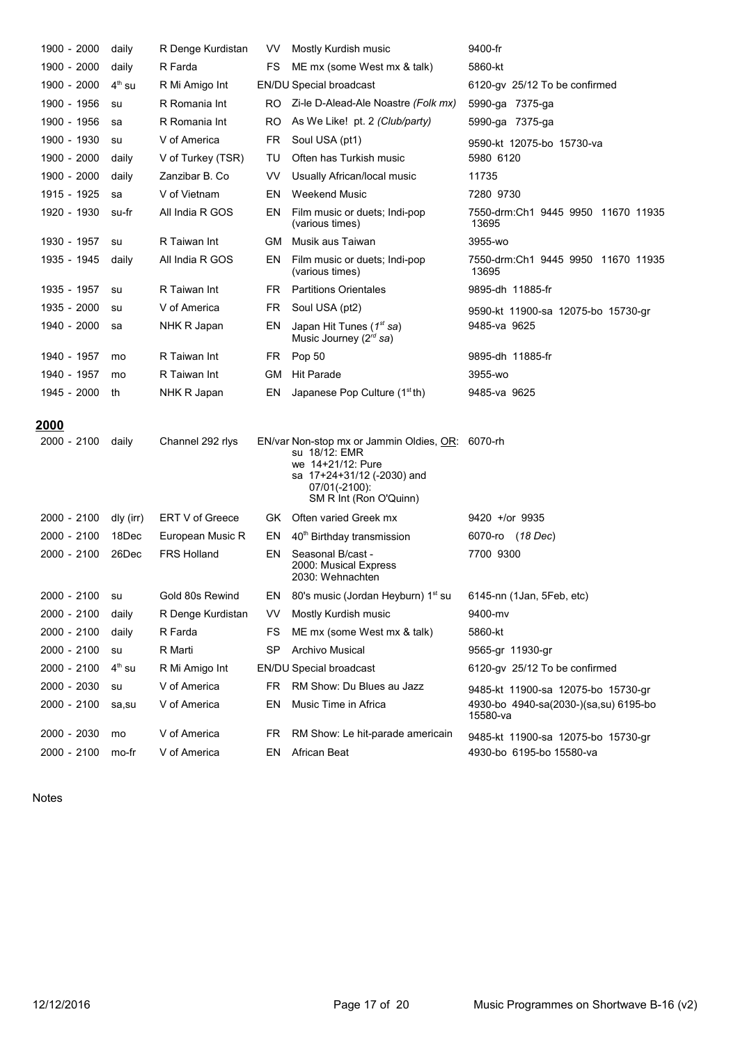| | | | | | |
|---|---|---|---|---|---|
| 1900 - 2000 | daily | R Denge Kurdistan | VV | Mostly Kurdish music | 9400-fr |
| 1900 - 2000 | daily | R Farda | FS | ME mx (some West mx & talk) | 5860-kt |
| 1900 - 2000 | 4th su | R Mi Amigo Int | EN/DU | Special broadcast | 6120-gv 25/12 To be confirmed |
| 1900 - 1956 | su | R Romania Int | RO | Zi-le D-Alead-Ale Noastre *(Folk mx)* | 5990-ga 7375-ga |
| 1900 - 1956 | sa | R Romania Int | RO | As We Like! pt. 2 *(Club/party)* | 5990-ga 7375-ga |
| 1900 - 1930 | su | V of America | FR | Soul USA (pt1) | 9590-kt 12075-bo 15730-va |
| 1900 - 2000 | daily | V of Turkey (TSR) | TU | Often has Turkish music | 5980 6120 |
| 1900 - 2000 | daily | Zanzibar B. Co | VV | Usually African/local music | 11735 |
| 1915 - 1925 | sa | V of Vietnam | EN | Weekend Music | 7280 9730 |
| 1920 - 1930 | su-fr | All India R GOS | EN | Film music or duets; Indi-pop (various times) | 7550-drm:Ch1 9445 9950 11670 11935 13695 |
| 1930 - 1957 | su | R Taiwan Int | GM | Musik aus Taiwan | 3955-wo |
| 1935 - 1945 | daily | All India R GOS | EN | Film music or duets; Indi-pop (various times) | 7550-drm:Ch1 9445 9950 11670 11935 13695 |
| 1935 - 1957 | su | R Taiwan Int | FR | Partitions Orientales | 9895-dh 11885-fr |
| 1935 - 2000 | su | V of America | FR | Soul USA (pt2) | 9590-kt 11900-sa 12075-bo 15730-gr |
| 1940 - 2000 | sa | NHK R Japan | EN | Japan Hit Tunes (*1st sa*) Music Journey (*2rd sa*) | 9485-va 9625 |
| 1940 - 1957 | mo | R Taiwan Int | FR | Pop 50 | 9895-dh 11885-fr |
| 1940 - 1957 | mo | R Taiwan Int | GM | Hit Parade | 3955-wo |
| 1945 - 2000 | th | NHK R Japan | EN | Japanese Pop Culture (1st th) | 9485-va 9625 |

## 2000

| | | | | | |
|---|---|---|---|---|---|
| 2000 - 2100 | daily | Channel 292 rlys | EN/var | Non-stop mx or Jammin Oldies, OR: su 18/12: EMR we 14+21/12: Pure sa 17+24+31/12 (-2030) and 07/01(-2100): SM R Int (Ron O'Quinn) | 6070-rh |
| 2000 - 2100 | dly (irr) | ERT V of Greece | GK | Often varied Greek mx | 9420 +/or 9935 |
| 2000 - 2100 | 18Dec | European Music R | EN | 40th Birthday transmission | 6070-ro (*18 Dec*) |
| 2000 - 2100 | 26Dec | FRS Holland | EN | Seasonal B/cast - 2000: Musical Express 2030: Wehnachten | 7700 9300 |
| 2000 - 2100 | su | Gold 80s Rewind | EN | 80's music (Jordan Heyburn) 1st su | 6145-nn (1Jan, 5Feb, etc) |
| 2000 - 2100 | daily | R Denge Kurdistan | VV | Mostly Kurdish music | 9400-mv |
| 2000 - 2100 | daily | R Farda | FS | ME mx (some West mx & talk) | 5860-kt |
| 2000 - 2100 | su | R Marti | SP | Archivo Musical | 9565-gr 11930-gr |
| 2000 - 2100 | 4th su | R Mi Amigo Int | EN/DU | Special broadcast | 6120-gv 25/12 To be confirmed |
| 2000 - 2030 | su | V of America | FR | RM Show: Du Blues au Jazz | 9485-kt 11900-sa 12075-bo 15730-gr |
| 2000 - 2100 | sa,su | V of America | EN | Music Time in Africa | 4930-bo 4940-sa(2030-)(sa,su) 6195-bo 15580-va |
| 2000 - 2030 | mo | V of America | FR | RM Show: Le hit-parade americain | 9485-kt 11900-sa 12075-bo 15730-gr |
| 2000 - 2100 | mo-fr | V of America | EN | African Beat | 4930-bo 6195-bo 15580-va |

Notes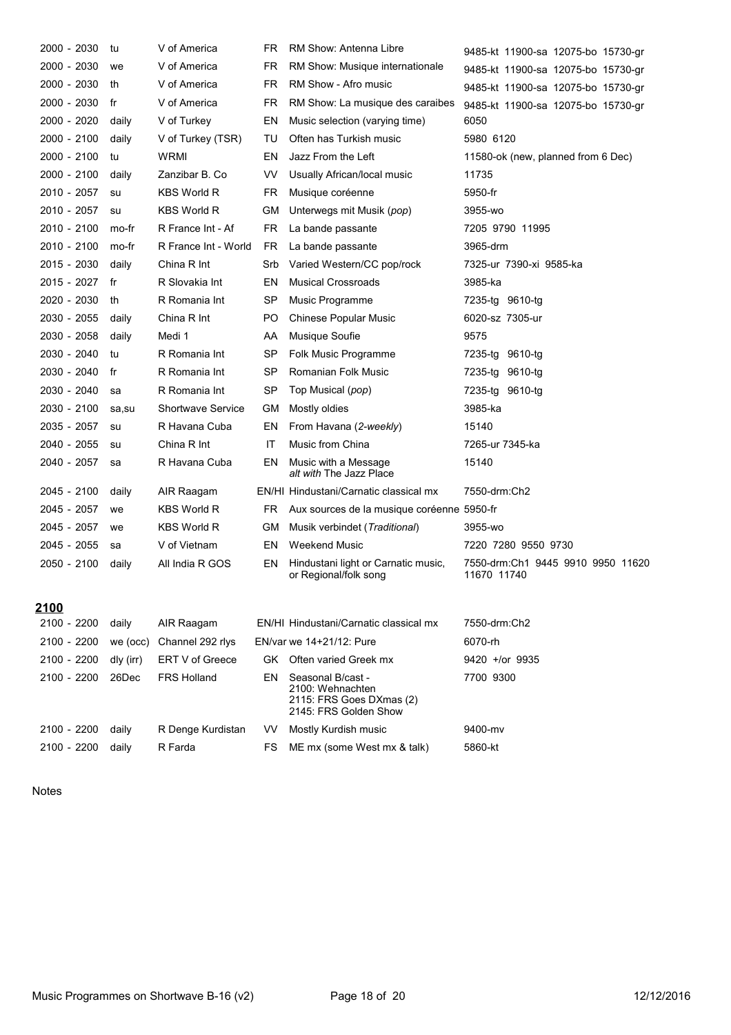| | | | | | |
|---|---|---|---|---|---|
| 2000 - 2030 | tu | V of America | FR | RM Show: Antenna Libre | 9485-kt 11900-sa 12075-bo 15730-gr |
| 2000 - 2030 | we | V of America | FR | RM Show: Musique internationale | 9485-kt 11900-sa 12075-bo 15730-gr |
| 2000 - 2030 | th | V of America | FR | RM Show - Afro music | 9485-kt 11900-sa 12075-bo 15730-gr |
| 2000 - 2030 | fr | V of America | FR | RM Show: La musique des caraibes | 9485-kt 11900-sa 12075-bo 15730-gr |
| 2000 - 2020 | daily | V of Turkey | EN | Music selection (varying time) | 6050 |
| 2000 - 2100 | daily | V of Turkey (TSR) | TU | Often has Turkish music | 5980 6120 |
| 2000 - 2100 | tu | WRMI | EN | Jazz From the Left | 11580-ok (new, planned from 6 Dec) |
| 2000 - 2100 | daily | Zanzibar B. Co | VV | Usually African/local music | 11735 |
| 2010 - 2057 | su | KBS World R | FR | Musique coréenne | 5950-fr |
| 2010 - 2057 | su | KBS World R | GM | Unterwegs mit Musik (*pop*) | 3955-wo |
| 2010 - 2100 | mo-fr | R France Int - Af | FR | La bande passante | 7205 9790 11995 |
| 2010 - 2100 | mo-fr | R France Int - World | FR | La bande passante | 3965-drm |
| 2015 - 2030 | daily | China R Int | Srb | Varied Western/CC pop/rock | 7325-ur 7390-xi 9585-ka |
| 2015 - 2027 | fr | R Slovakia Int | EN | Musical Crossroads | 3985-ka |
| 2020 - 2030 | th | R Romania Int | SP | Music Programme | 7235-tg 9610-tg |
| 2030 - 2055 | daily | China R Int | PO | Chinese Popular Music | 6020-sz 7305-ur |
| 2030 - 2058 | daily | Medi 1 | AA | Musique Soufie | 9575 |
| 2030 - 2040 | tu | R Romania Int | SP | Folk Music Programme | 7235-tg 9610-tg |
| 2030 - 2040 | fr | R Romania Int | SP | Romanian Folk Music | 7235-tg 9610-tg |
| 2030 - 2040 | sa | R Romania Int | SP | Top Musical (*pop*) | 7235-tg 9610-tg |
| 2030 - 2100 | sa,su | Shortwave Service | GM | Mostly oldies | 3985-ka |
| 2035 - 2057 | su | R Havana Cuba | EN | From Havana (*2-weekly*) | 15140 |
| 2040 - 2055 | su | China R Int | IT | Music from China | 7265-ur 7345-ka |
| 2040 - 2057 | sa | R Havana Cuba | EN | Music with a Message *alt with* The Jazz Place | 15140 |
| 2045 - 2100 | daily | AIR Raagam | EN/HI | Hindustani/Carnatic classical mx | 7550-drm:Ch2 |
| 2045 - 2057 | we | KBS World R | FR | Aux sources de la musique coréenne | 5950-fr |
| 2045 - 2057 | we | KBS World R | GM | Musik verbindet (*Traditional*) | 3955-wo |
| 2045 - 2055 | sa | V of Vietnam | EN | Weekend Music | 7220 7280 9550 9730 |
| 2050 - 2100 | daily | All India R GOS | EN | Hindustani light or Carnatic music, or Regional/folk song | 7550-drm:Ch1 9445 9910 9950 11620 11670 11740 |

## 2100

| | | | | | |
|---|---|---|---|---|---|
| 2100 - 2200 | daily | AIR Raagam | EN/HI | Hindustani/Carnatic classical mx | 7550-drm:Ch2 |
| 2100 - 2200 | we (occ) | Channel 292 rlys | EN/var | we 14+21/12: Pure | 6070-rh |
| 2100 - 2200 | dly (irr) | ERT V of Greece | GK | Often varied Greek mx | 9420 +/or 9935 |
| 2100 - 2200 | 26Dec | FRS Holland | EN | Seasonal B/cast - 2100: Wehnachten 2115: FRS Goes DXmas (2) 2145: FRS Golden Show | 7700 9300 |
| 2100 - 2200 | daily | R Denge Kurdistan | VV | Mostly Kurdish music | 9400-mv |
| 2100 - 2200 | daily | R Farda | FS | ME mx (some West mx & talk) | 5860-kt |

Notes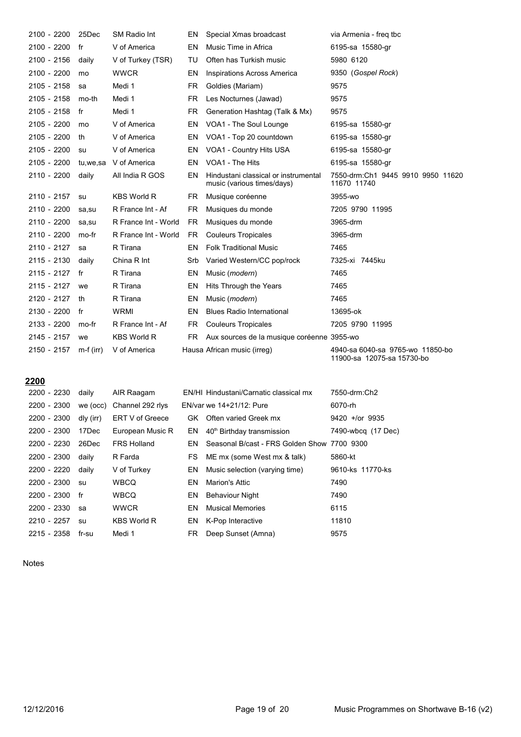| | | | | | |
|---|---|---|---|---|---|
| 2100 - 2200 | 25Dec | SM Radio Int | EN | Special Xmas broadcast | via Armenia - freq tbc |
| 2100 - 2200 | fr | V of America | EN | Music Time in Africa | 6195-sa 15580-gr |
| 2100 - 2156 | daily | V of Turkey (TSR) | TU | Often has Turkish music | 5980 6120 |
| 2100 - 2200 | mo | WWCR | EN | Inspirations Across America | 9350 (*Gospel Rock*) |
| 2105 - 2158 | sa | Medi 1 | FR | Goldies (Mariam) | 9575 |
| 2105 - 2158 | mo-th | Medi 1 | FR | Les Nocturnes (Jawad) | 9575 |
| 2105 - 2158 | fr | Medi 1 | FR | Generation Hashtag (Talk & Mx) | 9575 |
| 2105 - 2200 | mo | V of America | EN | VOA1 - The Soul Lounge | 6195-sa 15580-gr |
| 2105 - 2200 | th | V of America | EN | VOA1 - Top 20 countdown | 6195-sa 15580-gr |
| 2105 - 2200 | su | V of America | EN | VOA1 - Country Hits USA | 6195-sa 15580-gr |
| 2105 - 2200 | tu,we,sa | V of America | EN | VOA1 - The Hits | 6195-sa 15580-gr |
| 2110 - 2200 | daily | All India R GOS | EN | Hindustani classical or instrumental music (various times/days) | 7550-drm:Ch1 9445 9910 9950 11620 11670 11740 |
| 2110 - 2157 | su | KBS World R | FR | Musique coréenne | 3955-wo |
| 2110 - 2200 | sa,su | R France Int - Af | FR | Musiques du monde | 7205 9790 11995 |
| 2110 - 2200 | sa,su | R France Int - World | FR | Musiques du monde | 3965-drm |
| 2110 - 2200 | mo-fr | R France Int - World | FR | Couleurs Tropicales | 3965-drm |
| 2110 - 2127 | sa | R Tirana | EN | Folk Traditional Music | 7465 |
| 2115 - 2130 | daily | China R Int | Srb | Varied Western/CC pop/rock | 7325-xi 7445ku |
| 2115 - 2127 | fr | R Tirana | EN | Music (*modern*) | 7465 |
| 2115 - 2127 | we | R Tirana | EN | Hits Through the Years | 7465 |
| 2120 - 2127 | th | R Tirana | EN | Music (*modern*) | 7465 |
| 2130 - 2200 | fr | WRMI | EN | Blues Radio International | 13695-ok |
| 2133 - 2200 | mo-fr | R France Int - Af | FR | Couleurs Tropicales | 7205 9790 11995 |
| 2145 - 2157 | we | KBS World R | FR | Aux sources de la musique coréenne | 3955-wo |
| 2150 - 2157 | m-f (irr) | V of America | Hausa | African music (irreg) | 4940-sa 6040-sa 9765-wo 11850-bo 11900-sa 12075-sa 15730-bo |

## 2200

| | | | | | |
|---|---|---|---|---|---|
| 2200 - 2230 | daily | AIR Raagam | EN/HI | Hindustani/Carnatic classical mx | 7550-drm:Ch2 |
| 2200 - 2300 | we (occ) | Channel 292 rlys | EN/var | we 14+21/12: Pure | 6070-rh |
| 2200 - 2300 | dly (irr) | ERT V of Greece | GK | Often varied Greek mx | 9420 +/or 9935 |
| 2200 - 2300 | 17Dec | European Music R | EN | 40th Birthday transmission | 7490-wbcq (17 Dec) |
| 2200 - 2230 | 26Dec | FRS Holland | EN | Seasonal B/cast - FRS Golden Show | 7700 9300 |
| 2200 - 2300 | daily | R Farda | FS | ME mx (some West mx & talk) | 5860-kt |
| 2200 - 2220 | daily | V of Turkey | EN | Music selection (varying time) | 9610-ks 11770-ks |
| 2200 - 2300 | su | WBCQ | EN | Marion's Attic | 7490 |
| 2200 - 2300 | fr | WBCQ | EN | Behaviour Night | 7490 |
| 2200 - 2330 | sa | WWCR | EN | Musical Memories | 6115 |
| 2210 - 2257 | su | KBS World R | EN | K-Pop Interactive | 11810 |
| 2215 - 2358 | fr-su | Medi 1 | FR | Deep Sunset (Amna) | 9575 |

Notes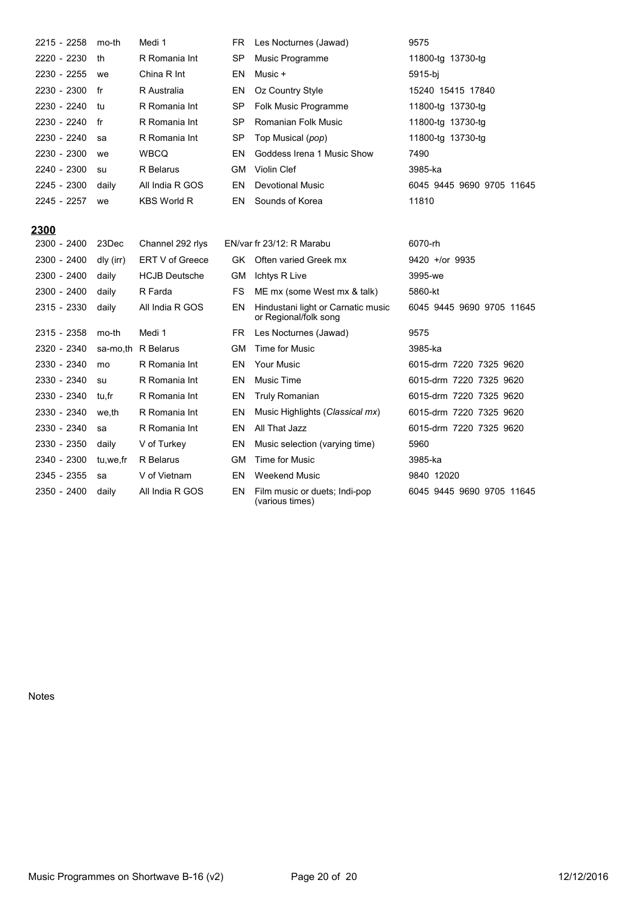| | | | | | |
|---|---|---|---|---|---|
| 2215 - 2258 | mo-th | Medi 1 | FR | Les Nocturnes (Jawad) | 9575 |
| 2220 - 2230 | th | R Romania Int | SP | Music Programme | 11800-tg 13730-tg |
| 2230 - 2255 | we | China R Int | EN | Music + | 5915-bj |
| 2230 - 2300 | fr | R Australia | EN | Oz Country Style | 15240 15415 17840 |
| 2230 - 2240 | tu | R Romania Int | SP | Folk Music Programme | 11800-tg 13730-tg |
| 2230 - 2240 | fr | R Romania Int | SP | Romanian Folk Music | 11800-tg 13730-tg |
| 2230 - 2240 | sa | R Romania Int | SP | Top Musical (*pop*) | 11800-tg 13730-tg |
| 2230 - 2300 | we | WBCQ | EN | Goddess Irena 1 Music Show | 7490 |
| 2240 - 2300 | su | R Belarus | GM | Violin Clef | 3985-ka |
| 2245 - 2300 | daily | All India R GOS | EN | Devotional Music | 6045 9445 9690 9705 11645 |
| 2245 - 2257 | we | KBS World R | EN | Sounds of Korea | 11810 |

## 2300

| | | | | | |
|---|---|---|---|---|---|
| 2300 - 2400 | 23Dec | Channel 292 rlys | EN/var | fr 23/12: R Marabu | 6070-rh |
| 2300 - 2400 | dly (irr) | ERT V of Greece | GK | Often varied Greek mx | 9420 +/or 9935 |
| 2300 - 2400 | daily | HCJB Deutsche | GM | Ichtys R Live | 3995-we |
| 2300 - 2400 | daily | R Farda | FS | ME mx (some West mx & talk) | 5860-kt |
| 2315 - 2330 | daily | All India R GOS | EN | Hindustani light or Carnatic music or Regional/folk song | 6045 9445 9690 9705 11645 |
| 2315 - 2358 | mo-th | Medi 1 | FR | Les Nocturnes (Jawad) | 9575 |
| 2320 - 2340 | sa-mo,th | R Belarus | GM | Time for Music | 3985-ka |
| 2330 - 2340 | mo | R Romania Int | EN | Your Music | 6015-drm 7220 7325 9620 |
| 2330 - 2340 | su | R Romania Int | EN | Music Time | 6015-drm 7220 7325 9620 |
| 2330 - 2340 | tu,fr | R Romania Int | EN | Truly Romanian | 6015-drm 7220 7325 9620 |
| 2330 - 2340 | we,th | R Romania Int | EN | Music Highlights (*Classical mx*) | 6015-drm 7220 7325 9620 |
| 2330 - 2340 | sa | R Romania Int | EN | All That Jazz | 6015-drm 7220 7325 9620 |
| 2330 - 2350 | daily | V of Turkey | EN | Music selection (varying time) | 5960 |
| 2340 - 2300 | tu,we,fr | R Belarus | GM | Time for Music | 3985-ka |
| 2345 - 2355 | sa | V of Vietnam | EN | Weekend Music | 9840 12020 |
| 2350 - 2400 | daily | All India R GOS | EN | Film music or duets; Indi-pop (various times) | 6045 9445 9690 9705 11645 |

Notes